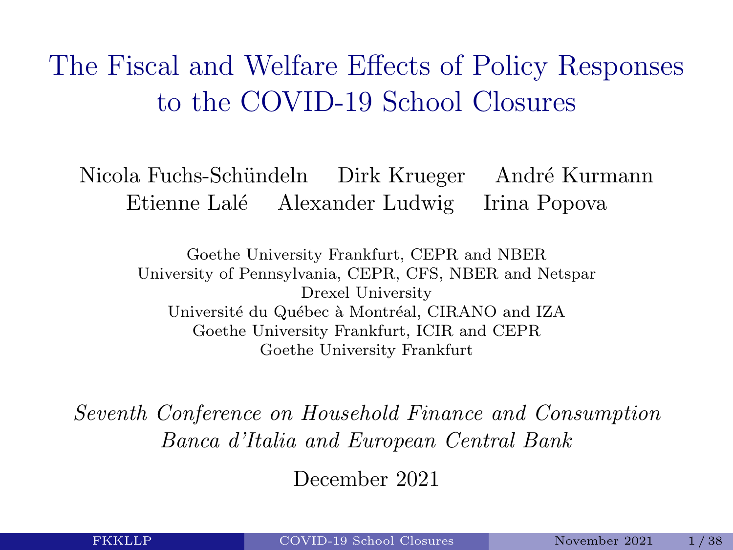# The Fiscal and Welfare Effects of Policy Responses to the COVID-19 School Closures

Nicola Fuchs-Schündeln  Dirk Krueger  André Kurmann
Etienne Lalé  Alexander Ludwig  Irina Popova

Goethe University Frankfurt, CEPR and NBER
University of Pennsylvania, CEPR, CFS, NBER and Netspar
Drexel University
Université du Québec à Montréal, CIRANO and IZA
Goethe University Frankfurt, ICIR and CEPR
Goethe University Frankfurt

*Seventh Conference on Household Finance and Consumption*
*Banca d'Italia and European Central Bank*

December 2021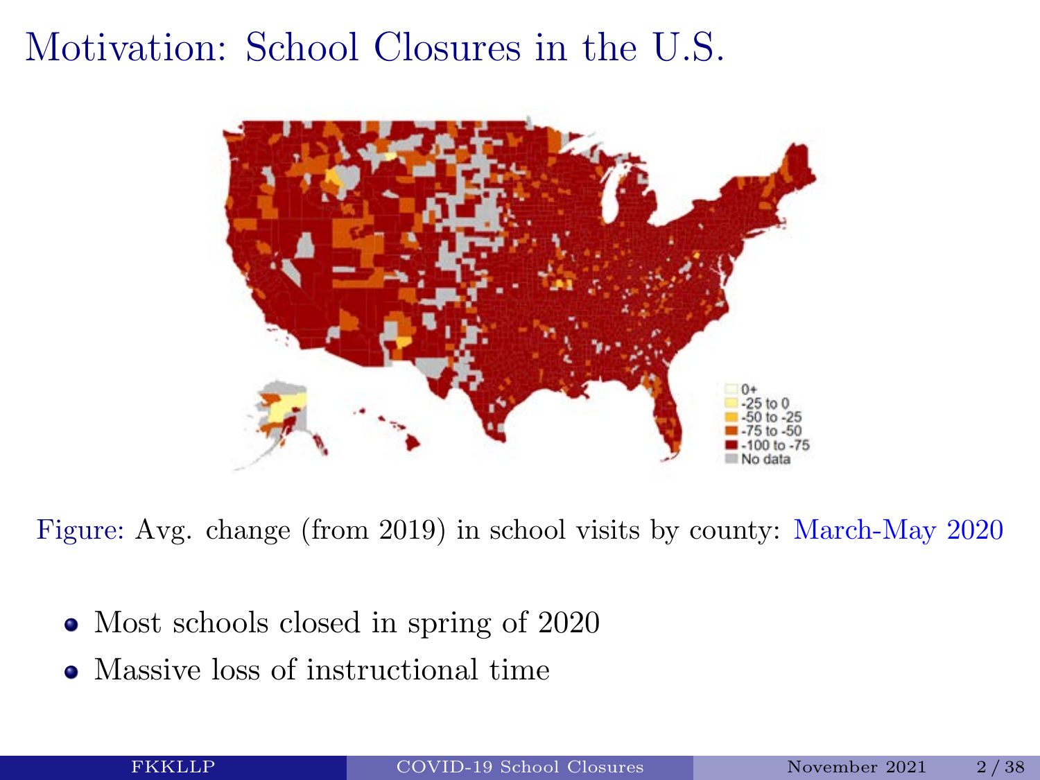# Motivation: School Closures in the U.S.

Figure: Avg. change (from 2019) in school visits by county: March-May 2020

- Most schools closed in spring of 2020
- Massive loss of instructional time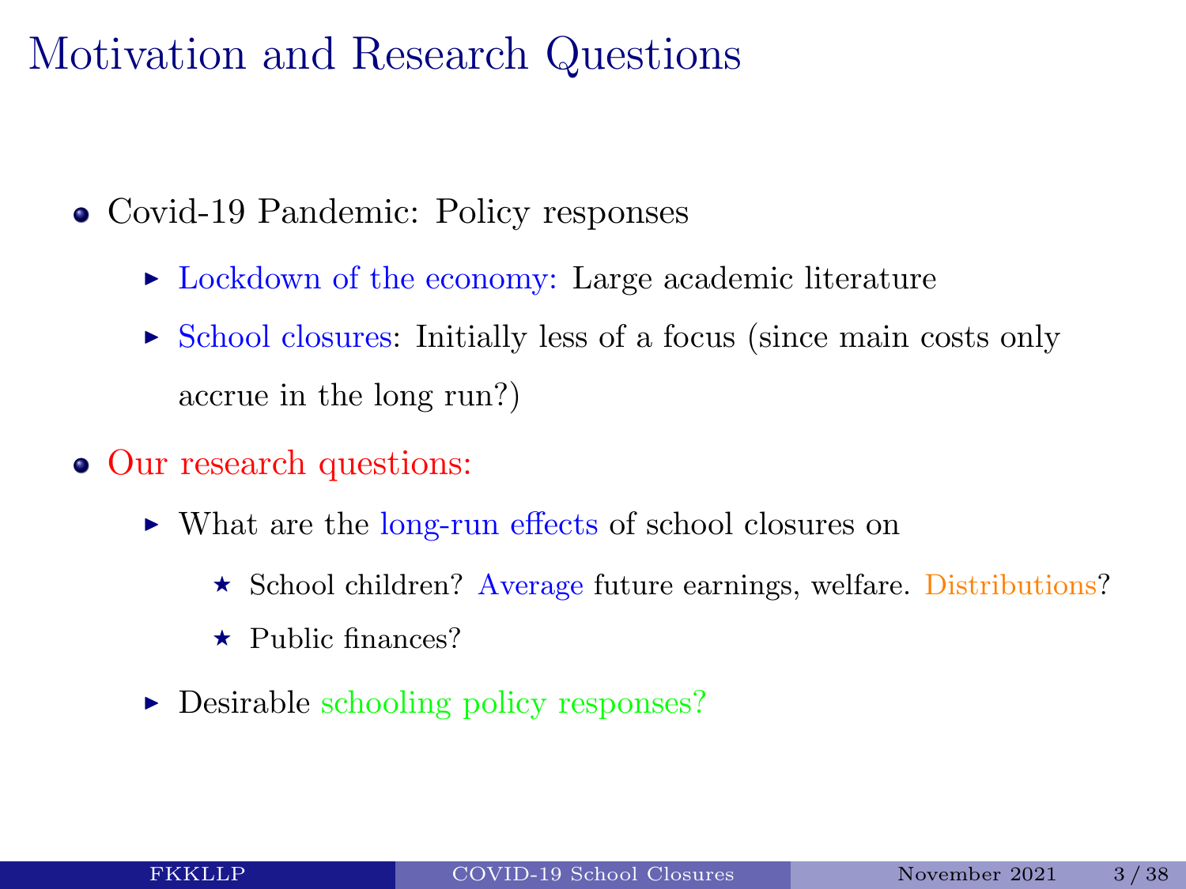# Motivation and Research Questions

- Covid-19 Pandemic: Policy responses
  - Lockdown of the economy: Large academic literature
  - School closures: Initially less of a focus (since main costs only accrue in the long run?)
- Our research questions:
  - What are the long-run effects of school closures on
    - School children? Average future earnings, welfare. Distributions?
    - Public finances?
  - Desirable schooling policy responses?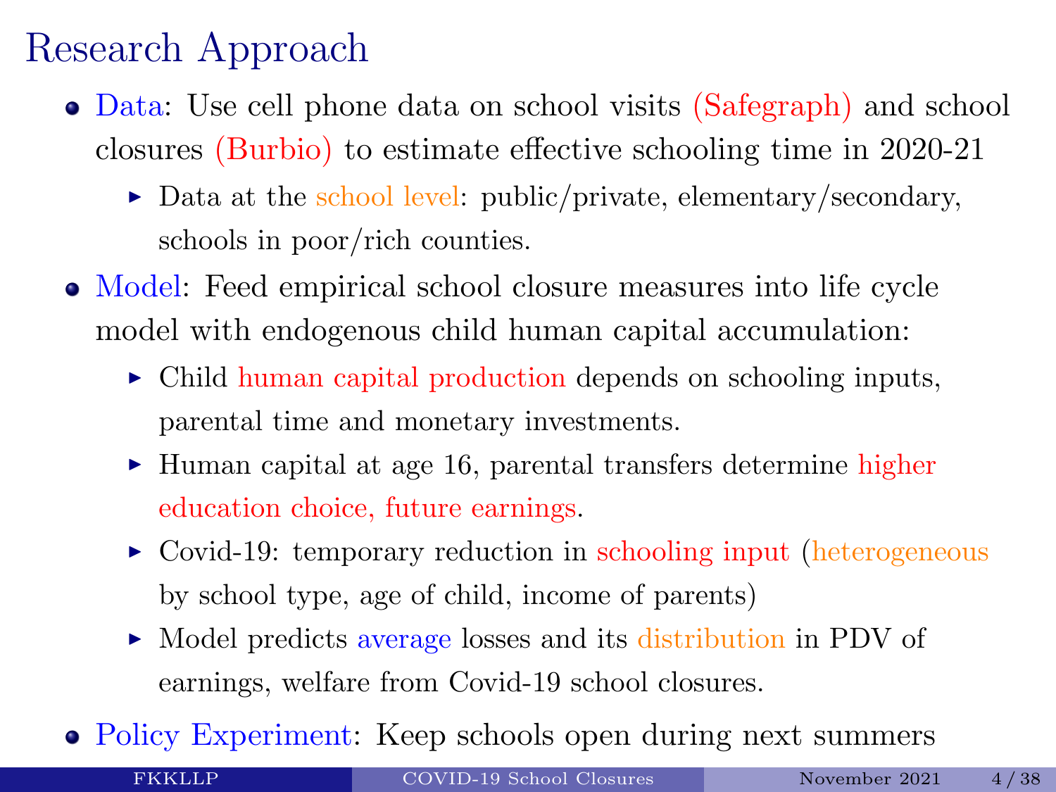# Research Approach

- Data: Use cell phone data on school visits (Safegraph) and school closures (Burbio) to estimate effective schooling time in 2020-21
  - Data at the school level: public/private, elementary/secondary, schools in poor/rich counties.
- Model: Feed empirical school closure measures into life cycle model with endogenous child human capital accumulation:
  - Child human capital production depends on schooling inputs, parental time and monetary investments.
  - Human capital at age 16, parental transfers determine higher education choice, future earnings.
  - Covid-19: temporary reduction in schooling input (heterogeneous by school type, age of child, income of parents)
  - Model predicts average losses and its distribution in PDV of earnings, welfare from Covid-19 school closures.
- Policy Experiment: Keep schools open during next summers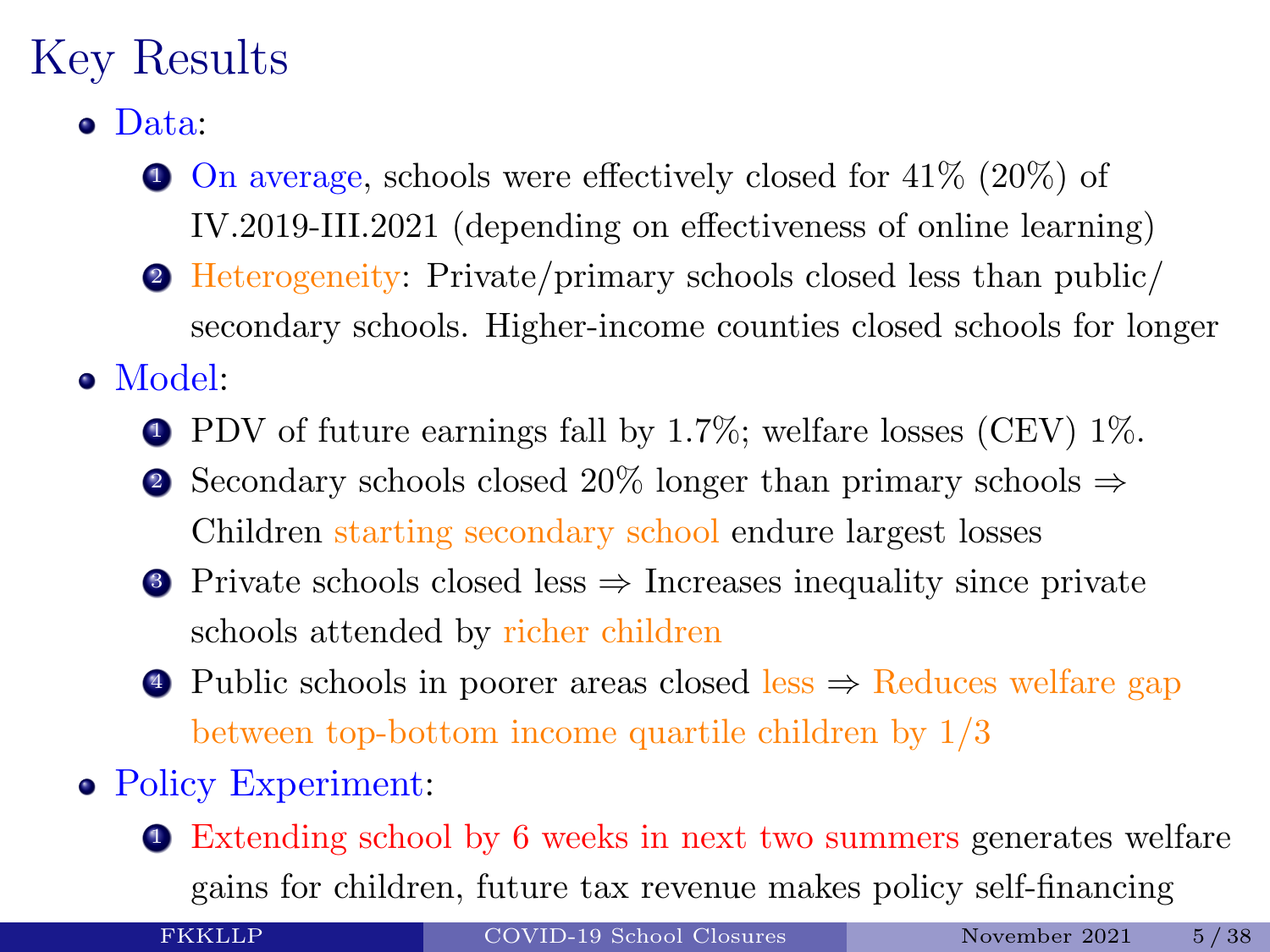# Key Results

- Data:
  1. On average, schools were effectively closed for 41% (20%) of IV.2019-III.2021 (depending on effectiveness of online learning)
  2. Heterogeneity: Private/primary schools closed less than public/ secondary schools. Higher-income counties closed schools for longer
- Model:
  1. PDV of future earnings fall by 1.7%; welfare losses (CEV) 1%.
  2. Secondary schools closed 20% longer than primary schools $\Rightarrow$ Children starting secondary school endure largest losses
  3. Private schools closed less $\Rightarrow$ Increases inequality since private schools attended by richer children
  4. Public schools in poorer areas closed less $\Rightarrow$ Reduces welfare gap between top-bottom income quartile children by 1/3
- Policy Experiment:
  1. Extending school by 6 weeks in next two summers generates welfare gains for children, future tax revenue makes policy self-financing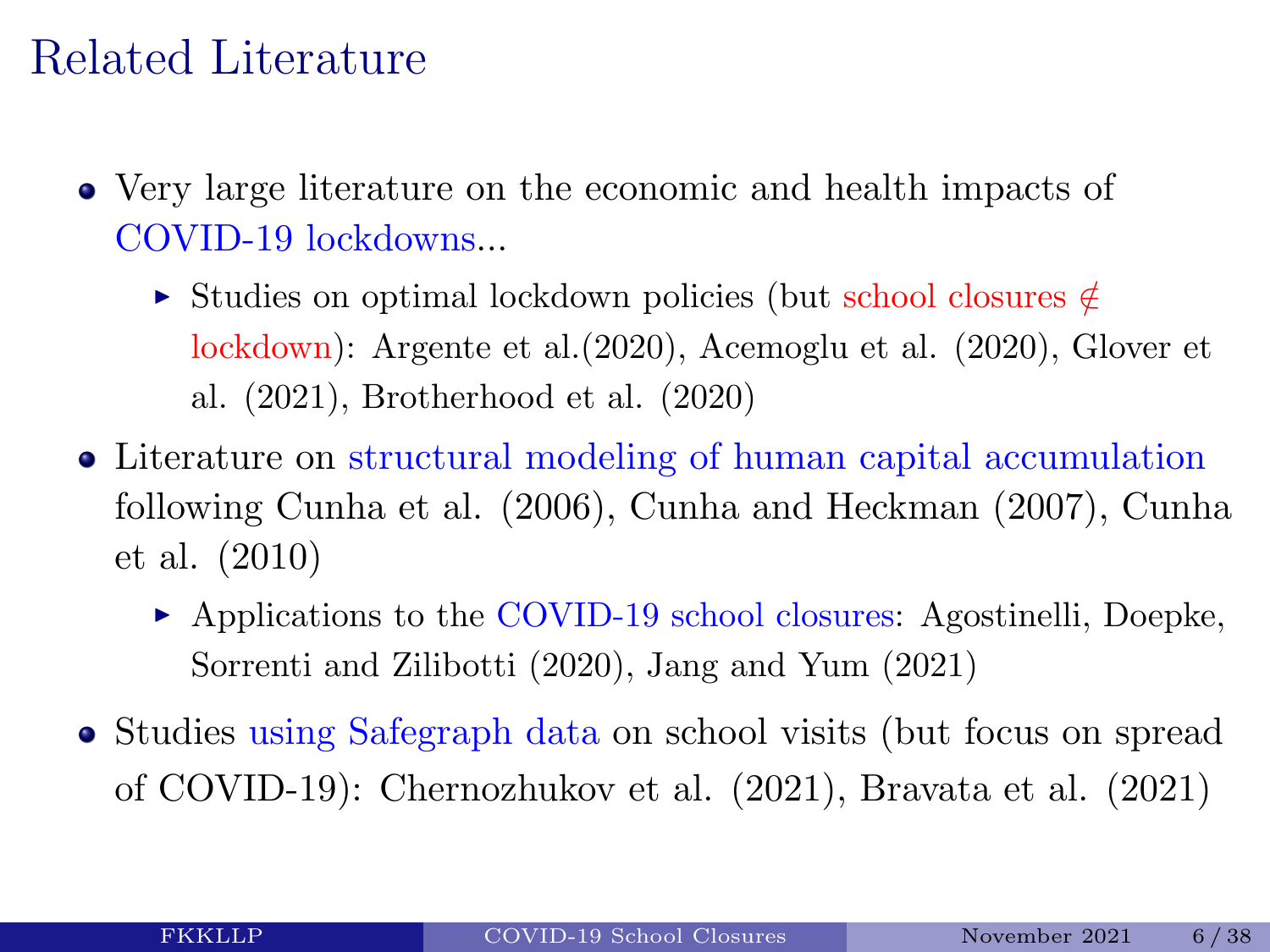# Related Literature

- Very large literature on the economic and health impacts of COVID-19 lockdowns...
  - Studies on optimal lockdown policies (but school closures $\notin$ lockdown): Argente et al.(2020), Acemoglu et al. (2020), Glover et al. (2021), Brotherhood et al. (2020)
- Literature on structural modeling of human capital accumulation following Cunha et al. (2006), Cunha and Heckman (2007), Cunha et al. (2010)
  - Applications to the COVID-19 school closures: Agostinelli, Doepke, Sorrenti and Zilibotti (2020), Jang and Yum (2021)
- Studies using Safegraph data on school visits (but focus on spread of COVID-19): Chernozhukov et al. (2021), Bravata et al. (2021)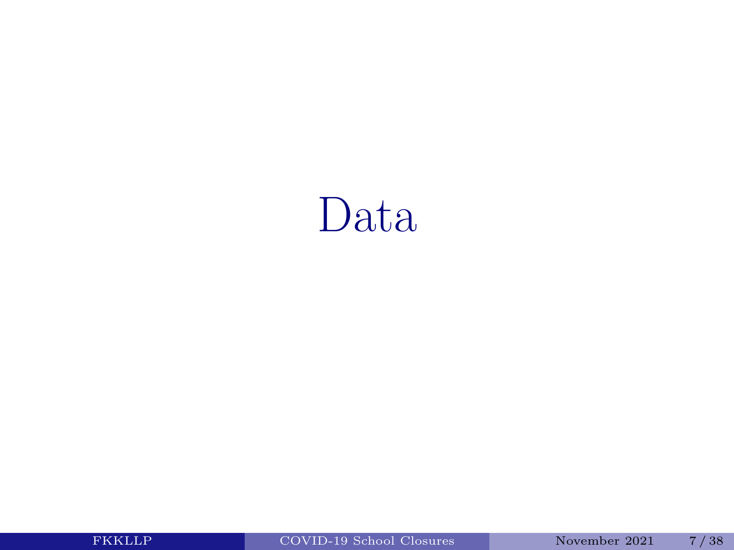# Data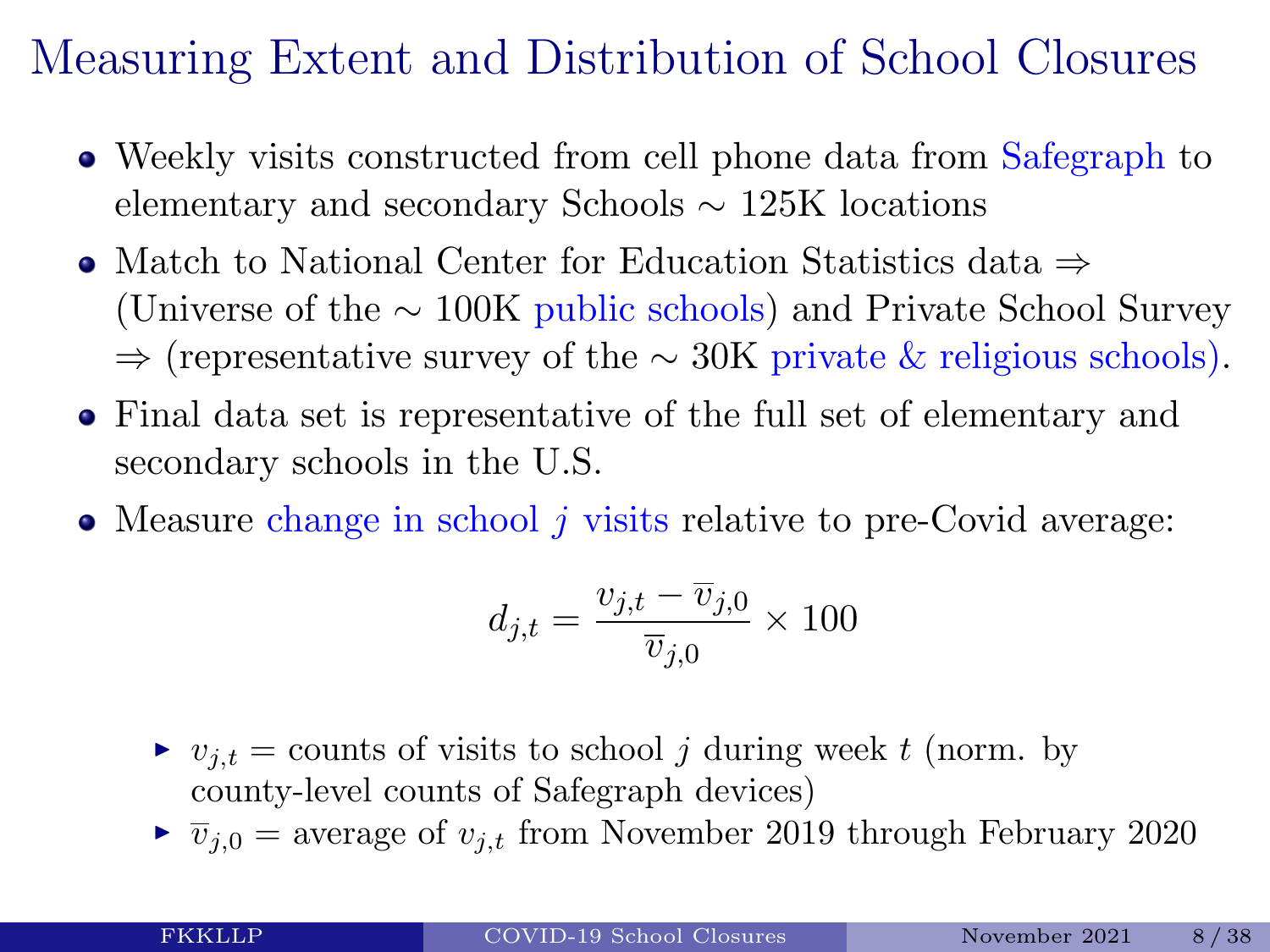# Measuring Extent and Distribution of School Closures

- Weekly visits constructed from cell phone data from Safegraph to elementary and secondary Schools $\sim$ 125K locations
- Match to National Center for Education Statistics data $\Rightarrow$ (Universe of the $\sim$ 100K public schools) and Private School Survey $\Rightarrow$ (representative survey of the $\sim$ 30K private & religious schools).
- Final data set is representative of the full set of elementary and secondary schools in the U.S.
- Measure change in school $j$ visits relative to pre-Covid average:

$$d_{j,t} = \frac{v_{j,t} - \overline{v}_{j,0}}{\overline{v}_{j,0}} \times 100$$

  - $v_{j,t}$ = counts of visits to school $j$ during week $t$ (norm. by county-level counts of Safegraph devices)
  - $\overline{v}_{j,0}$ = average of $v_{j,t}$ from November 2019 through February 2020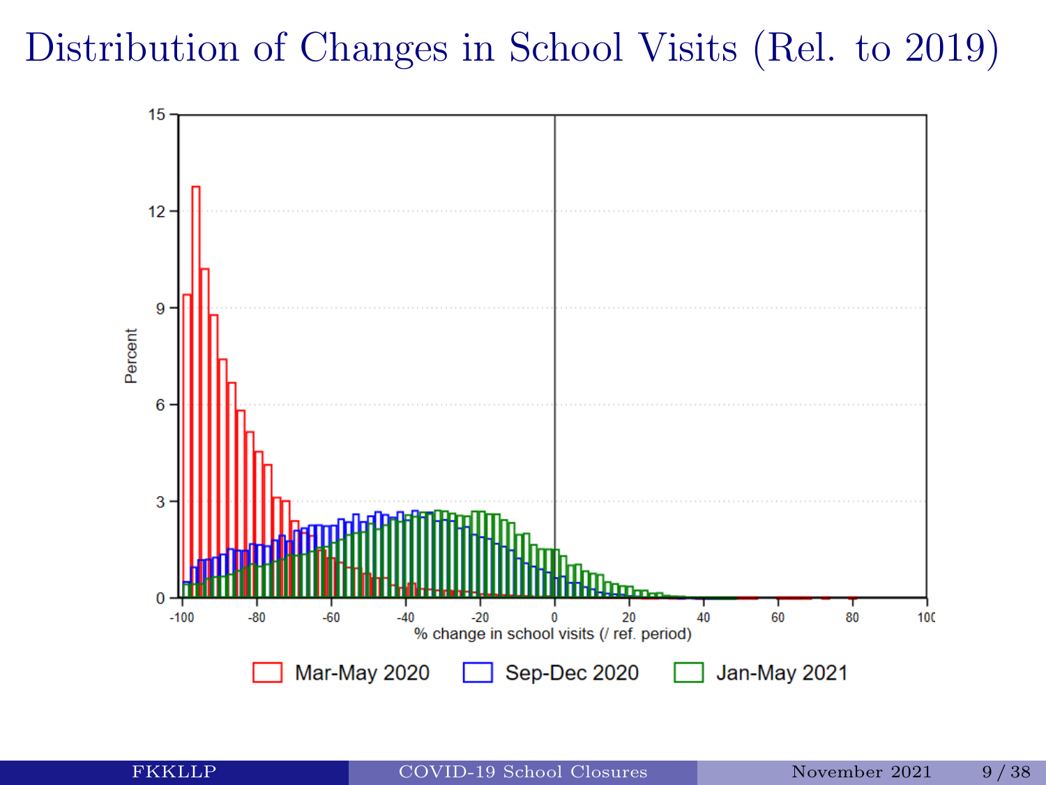# Distribution of Changes in School Visits (Rel. to 2019)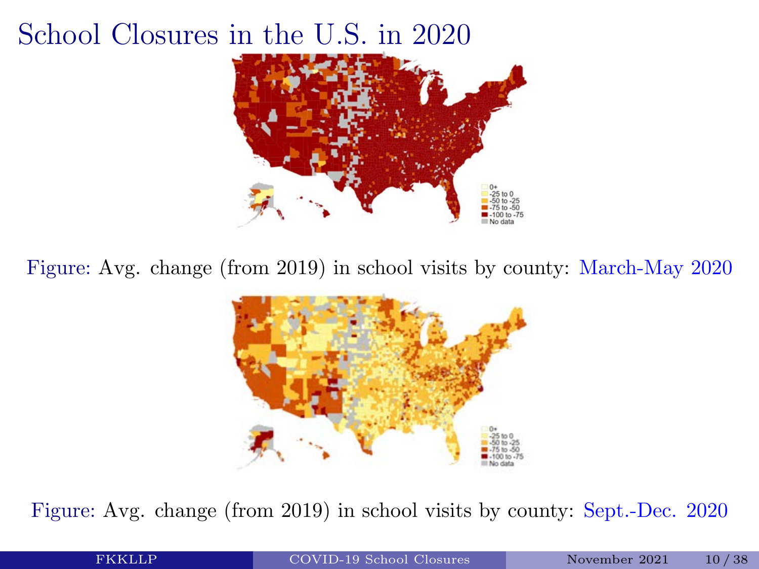# School Closures in the U.S. in 2020

Figure: Avg. change (from 2019) in school visits by county: March-May 2020

Figure: Avg. change (from 2019) in school visits by county: Sept.-Dec. 2020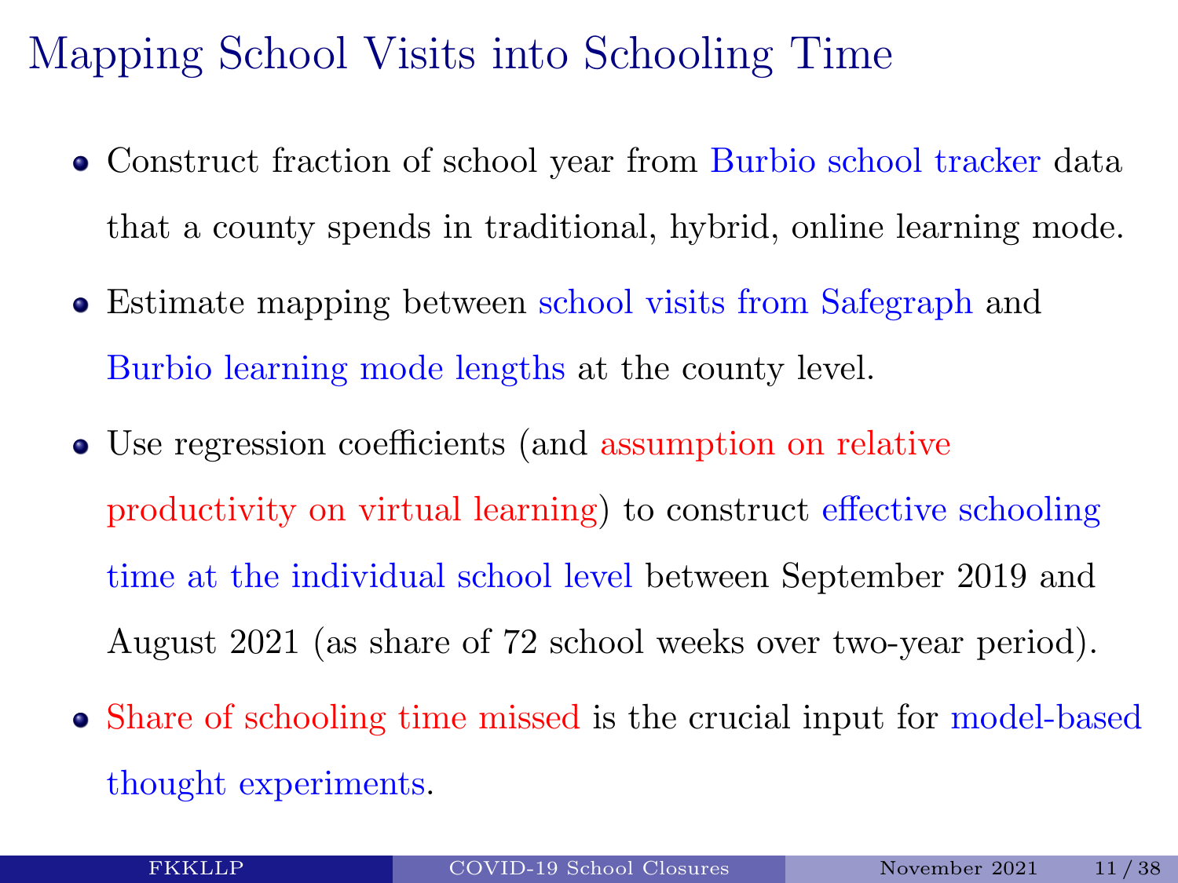# Mapping School Visits into Schooling Time

- Construct fraction of school year from Burbio school tracker data that a county spends in traditional, hybrid, online learning mode.
- Estimate mapping between school visits from Safegraph and Burbio learning mode lengths at the county level.
- Use regression coefficients (and assumption on relative productivity on virtual learning) to construct effective schooling time at the individual school level between September 2019 and August 2021 (as share of 72 school weeks over two-year period).
- Share of schooling time missed is the crucial input for model-based thought experiments.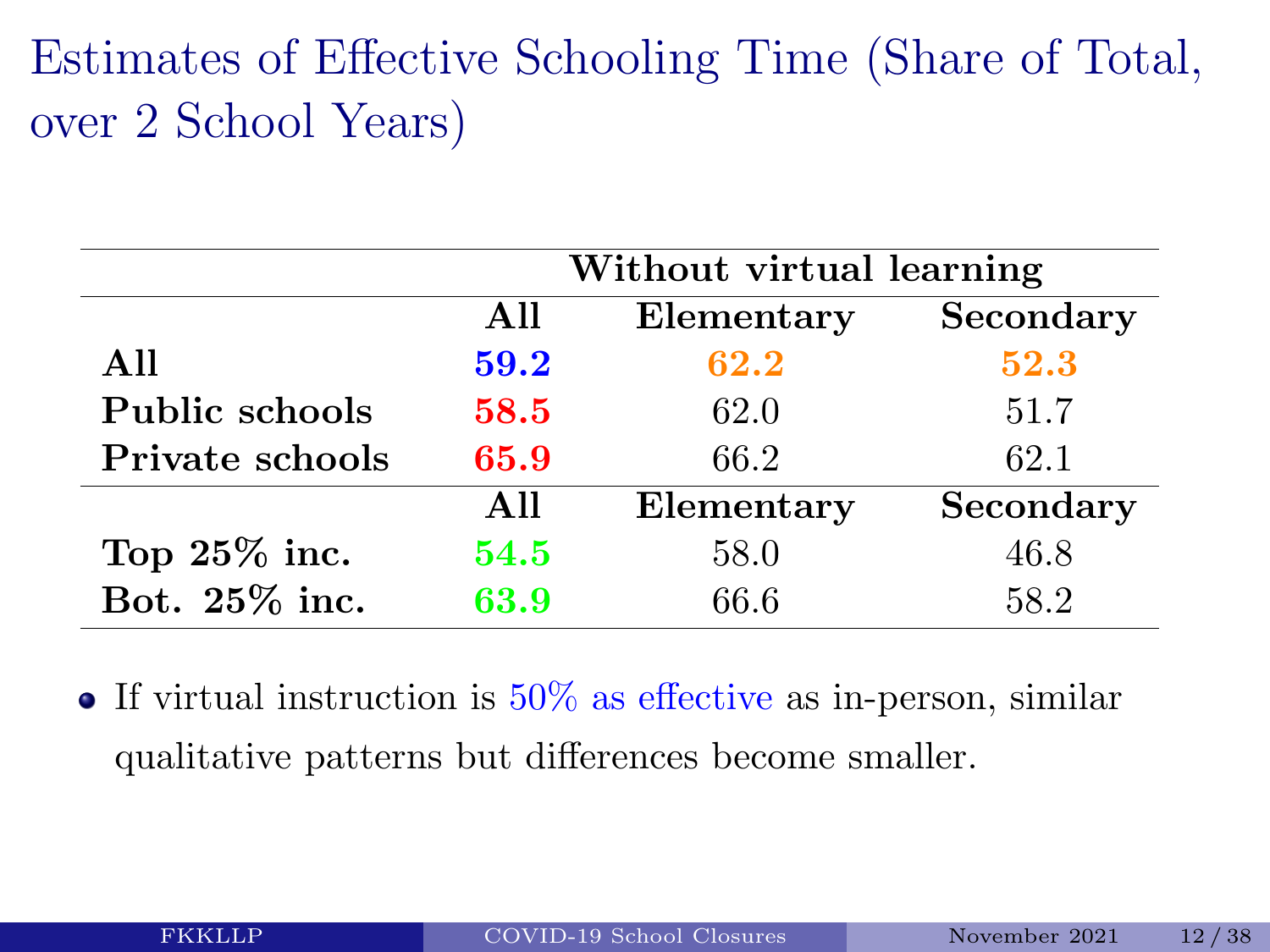# Estimates of Effective Schooling Time (Share of Total, over 2 School Years)

| | **Without virtual learning** | | |
|---|---|---|---|
| | **All** | **Elementary** | **Secondary** |
| **All** | **59.2** | **62.2** | **52.3** |
| **Public schools** | **58.5** | 62.0 | 51.7 |
| **Private schools** | **65.9** | 66.2 | 62.1 |
| | **All** | **Elementary** | **Secondary** |
| **Top 25% inc.** | **54.5** | 58.0 | 46.8 |
| **Bot. 25% inc.** | **63.9** | 66.6 | 58.2 |

- If virtual instruction is 50% as effective as in-person, similar qualitative patterns but differences become smaller.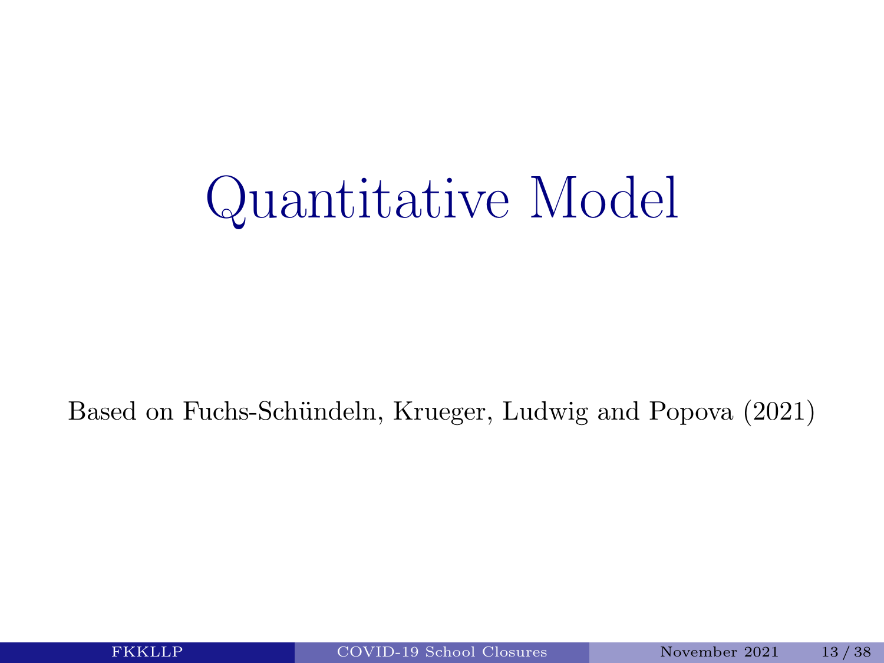# Quantitative Model

Based on Fuchs-Schündeln, Krueger, Ludwig and Popova (2021)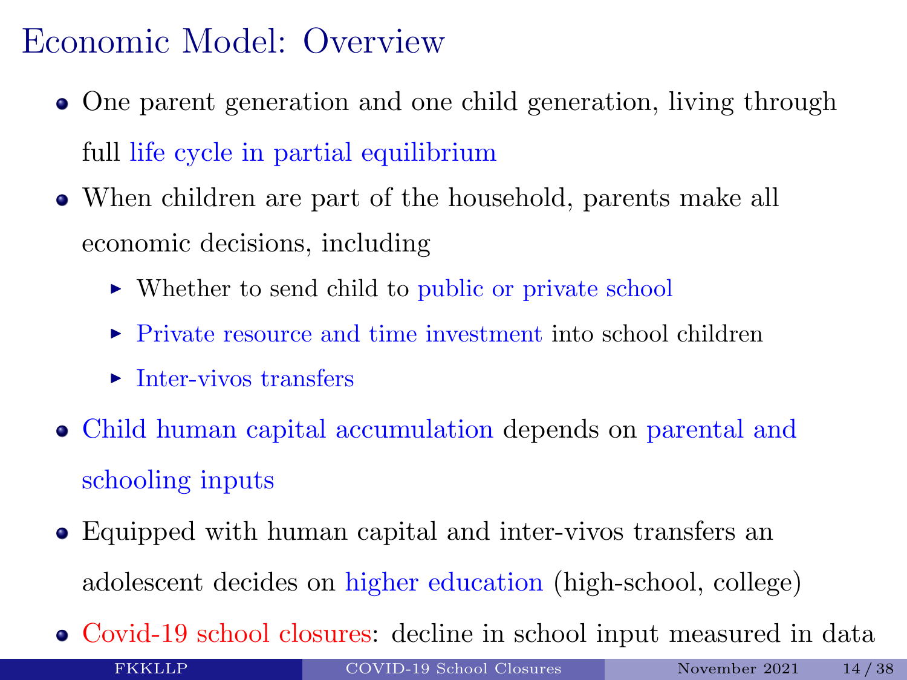# Economic Model: Overview

- One parent generation and one child generation, living through full life cycle in partial equilibrium
- When children are part of the household, parents make all economic decisions, including
  - Whether to send child to public or private school
  - Private resource and time investment into school children
  - Inter-vivos transfers
- Child human capital accumulation depends on parental and schooling inputs
- Equipped with human capital and inter-vivos transfers an adolescent decides on higher education (high-school, college)
- Covid-19 school closures: decline in school input measured in data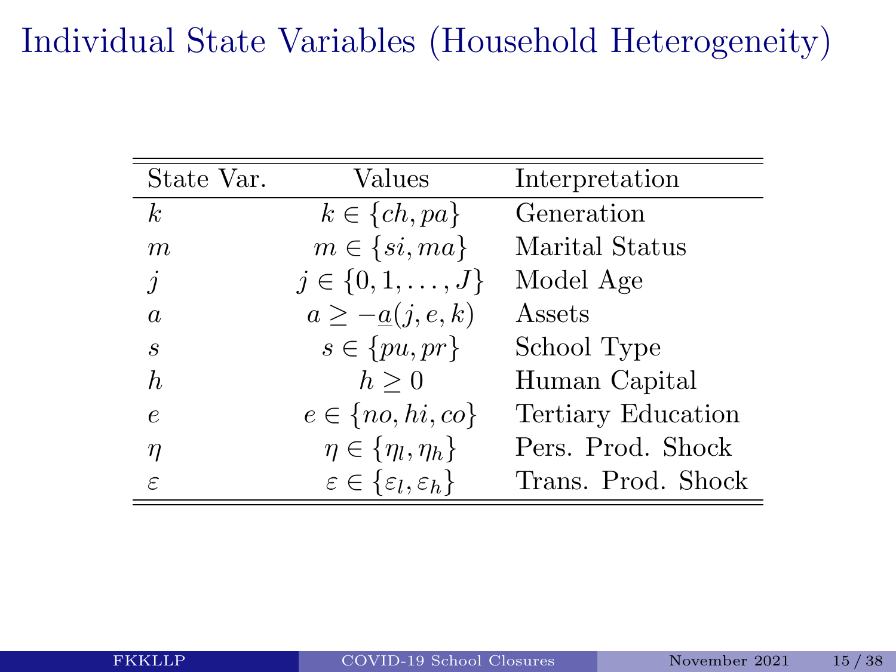# Individual State Variables (Household Heterogeneity)

| State Var. | Values | Interpretation |
|---|---|---|
| $k$ | $k \in \{ch, pa\}$ | Generation |
| $m$ | $m \in \{si, ma\}$ | Marital Status |
| $j$ | $j \in \{0, 1, \ldots, J\}$ | Model Age |
| $a$ | $a \geq -\underline{a}(j, e, k)$ | Assets |
| $s$ | $s \in \{pu, pr\}$ | School Type |
| $h$ | $h \geq 0$ | Human Capital |
| $e$ | $e \in \{no, hi, co\}$ | Tertiary Education |
| $\eta$ | $\eta \in \{\eta_l, \eta_h\}$ | Pers. Prod. Shock |
| $\varepsilon$ | $\varepsilon \in \{\varepsilon_l, \varepsilon_h\}$ | Trans. Prod. Shock |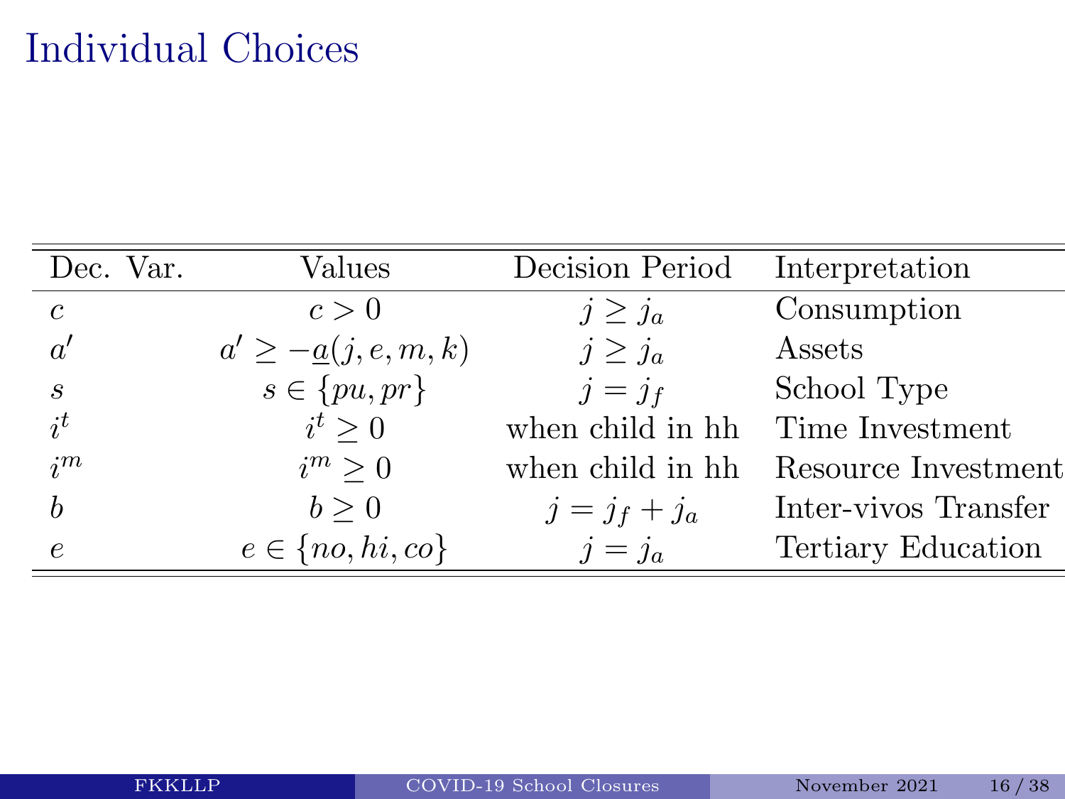# Individual Choices

| Dec. Var. | Values | Decision Period | Interpretation |
|---|---|---|---|
| $c$ | $c > 0$ | $j \geq j_a$ | Consumption |
| $a'$ | $a' \geq -\underline{a}(j, e, m, k)$ | $j \geq j_a$ | Assets |
| $s$ | $s \in \{pu, pr\}$ | $j = j_f$ | School Type |
| $i^t$ | $i^t \geq 0$ | when child in hh | Time Investment |
| $i^m$ | $i^m \geq 0$ | when child in hh | Resource Investment |
| $b$ | $b \geq 0$ | $j = j_f + j_a$ | Inter-vivos Transfer |
| $e$ | $e \in \{no, hi, co\}$ | $j = j_a$ | Tertiary Education |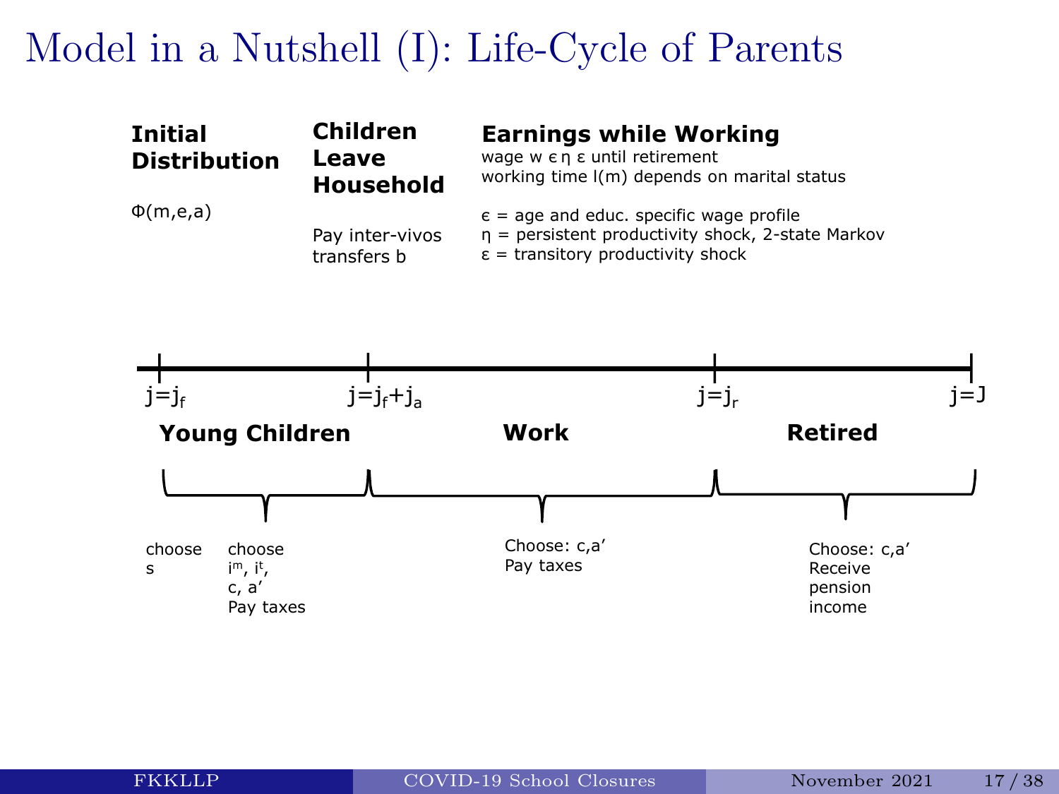# Model in a Nutshell (I): Life-Cycle of Parents

**Initial Distribution**

$\Phi(m,e,a)$

**Children Leave Household**

Pay inter-vivos transfers b

**Earnings while Working**

wage $w \epsilon \eta \varepsilon$ until retirement
working time $l(m)$ depends on marital status

$\epsilon$ = age and educ. specific wage profile
$\eta$ = persistent productivity shock, 2-state Markov
$\varepsilon$ = transitory productivity shock

$j=j_f$ — $j=j_f+j_a$ — $j=j_r$ — $j=J$

**Young Children** ($j=j_f$ to $j=j_f+j_a$)

- choose s
- choose $i^m$, $i^t$, c, a′
- Pay taxes

**Work** ($j=j_f+j_a$ to $j=j_r$)

- Choose: c,a′
- Pay taxes

**Retired** ($j=j_r$ to $j=J$)

- Choose: c,a′
- Receive pension income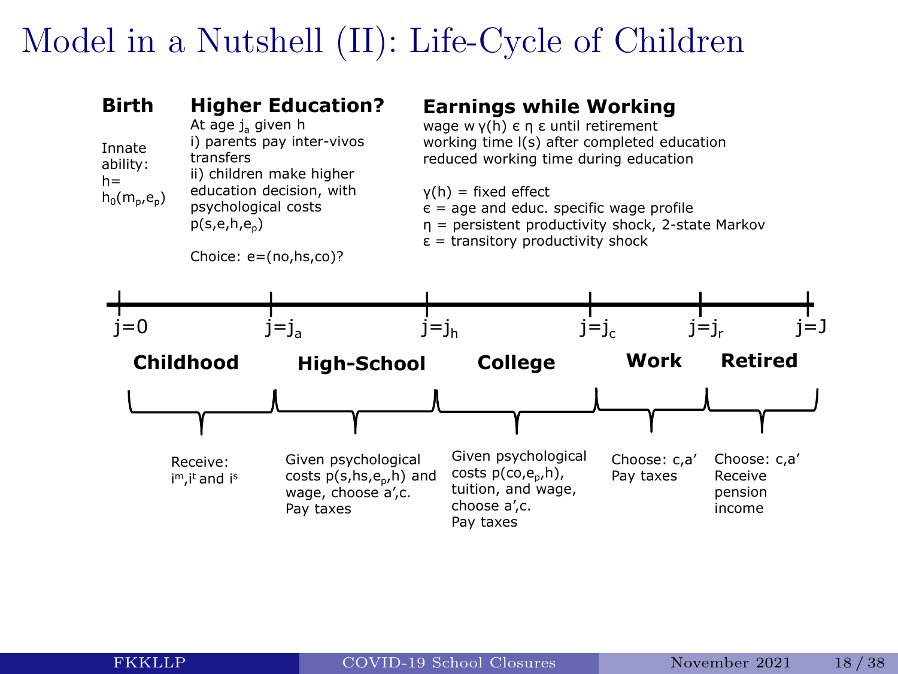# Model in a Nutshell (II): Life-Cycle of Children

**Birth**

Innate ability: $h = h_0(m_p, e_p)$

**Higher Education?**

At age $j_a$ given h
i) parents pay inter-vivos transfers
ii) children make higher education decision, with psychological costs $p(s,e,h,e_p)$

Choice: e=(no,hs,co)?

**Earnings while Working**

wage $w\,\gamma(h)\,\epsilon\,\eta\,\varepsilon$ until retirement
working time $l(s)$ after completed education
reduced working time during education

$\gamma(h)$ = fixed effect
$\epsilon$ = age and educ. specific wage profile
$\eta$ = persistent productivity shock, 2-state Markov
$\varepsilon$ = transitory productivity shock

$j=0$ — $j=j_a$ — $j=j_h$ — $j=j_c$ — $j=j_r$ — $j=J$

- **Childhood** ($j=0$ to $j=j_a$): Receive: $i^m$, $i^t$ and $i^s$
- **High-School** ($j=j_a$ to $j=j_h$): Given psychological costs $p(s,hs,e_p,h)$ and wage, choose a′,c. Pay taxes
- **College** ($j=j_h$ to $j=j_c$): Given psychological costs $p(co,e_p,h)$, tuition, and wage, choose a′,c. Pay taxes
- **Work** ($j=j_c$ to $j=j_r$): Choose: c,a′ Pay taxes
- **Retired** ($j=j_r$ to $j=J$): Choose: c,a′ Receive pension income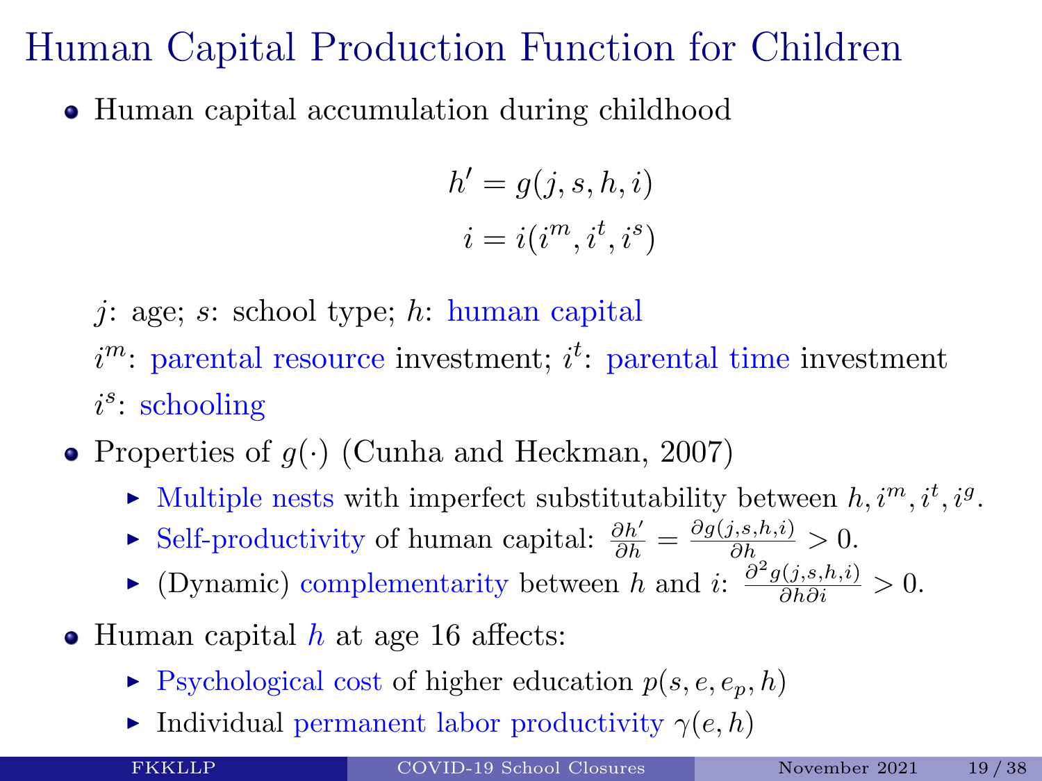# Human Capital Production Function for Children

- Human capital accumulation during childhood

$$h' = g(j, s, h, i)$$
$$i = i(i^m, i^t, i^s)$$

  $j$: age; $s$: school type; $h$: human capital

  $i^m$: parental resource investment; $i^t$: parental time investment

  $i^s$: schooling

- Properties of $g(\cdot)$ (Cunha and Heckman, 2007)
  - Multiple nests with imperfect substitutability between $h, i^m, i^t, i^g$.
  - Self-productivity of human capital: $\frac{\partial h'}{\partial h} = \frac{\partial g(j,s,h,i)}{\partial h} > 0$.
  - (Dynamic) complementarity between $h$ and $i$: $\frac{\partial^2 g(j,s,h,i)}{\partial h \partial i} > 0$.

- Human capital $h$ at age 16 affects:
  - Psychological cost of higher education $p(s, e, e_p, h)$
  - Individual permanent labor productivity $\gamma(e, h)$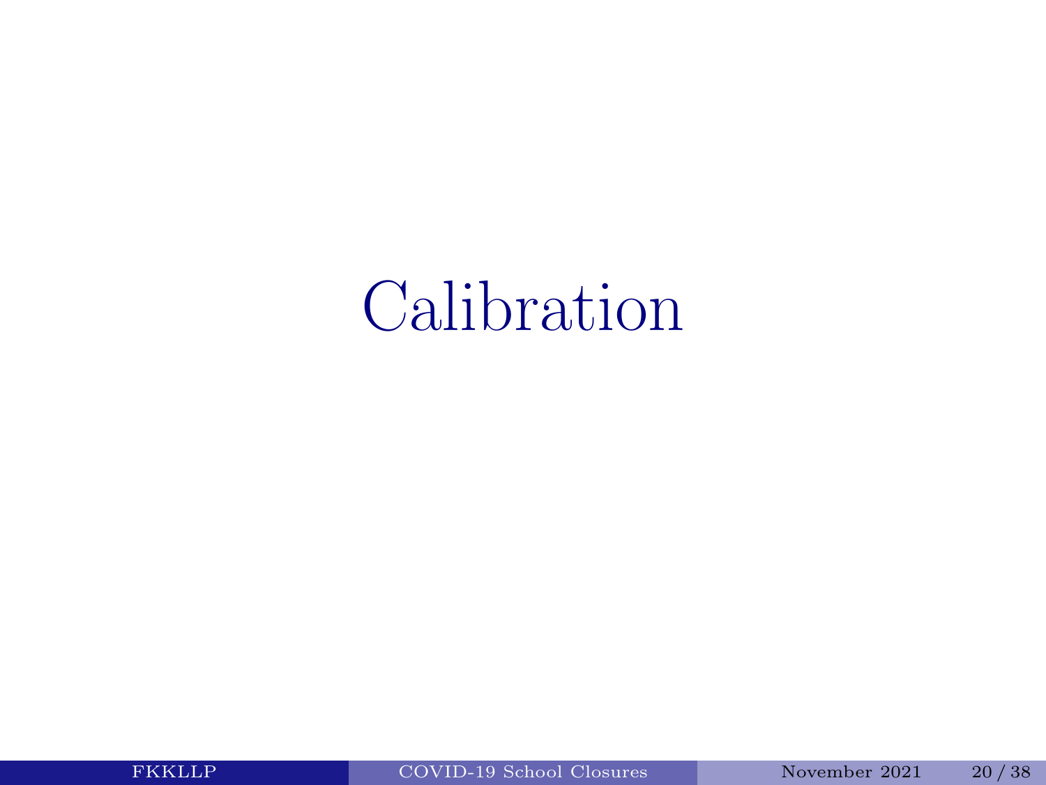# Calibration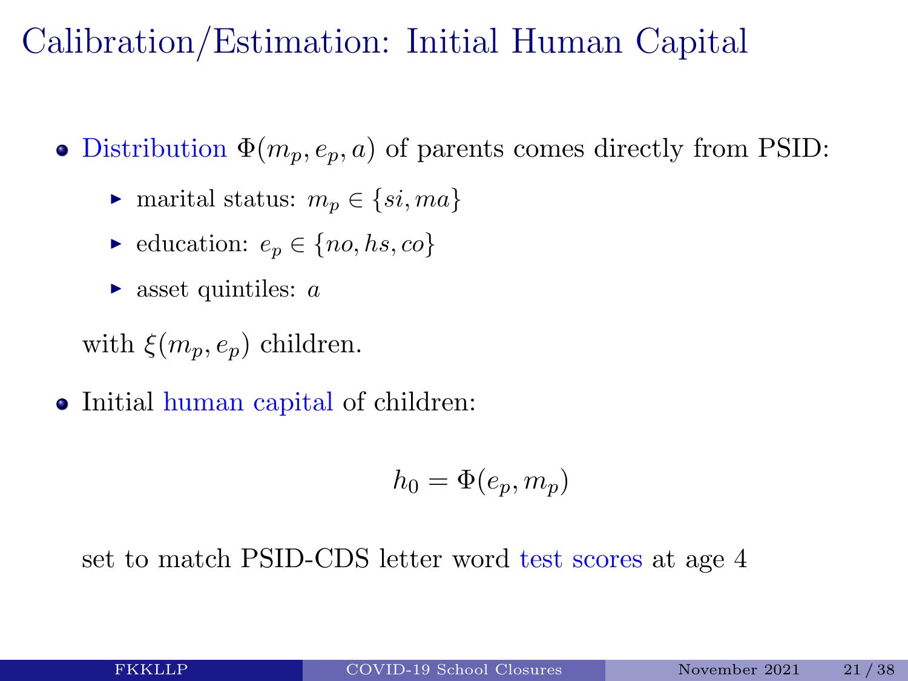# Calibration/Estimation: Initial Human Capital

- Distribution $\Phi(m_p, e_p, a)$ of parents comes directly from PSID:
  - marital status: $m_p \in \{si, ma\}$
  - education: $e_p \in \{no, hs, co\}$
  - asset quintiles: $a$

  with $\xi(m_p, e_p)$ children.

- Initial human capital of children:

$$h_0 = \Phi(e_p, m_p)$$

  set to match PSID-CDS letter word test scores at age 4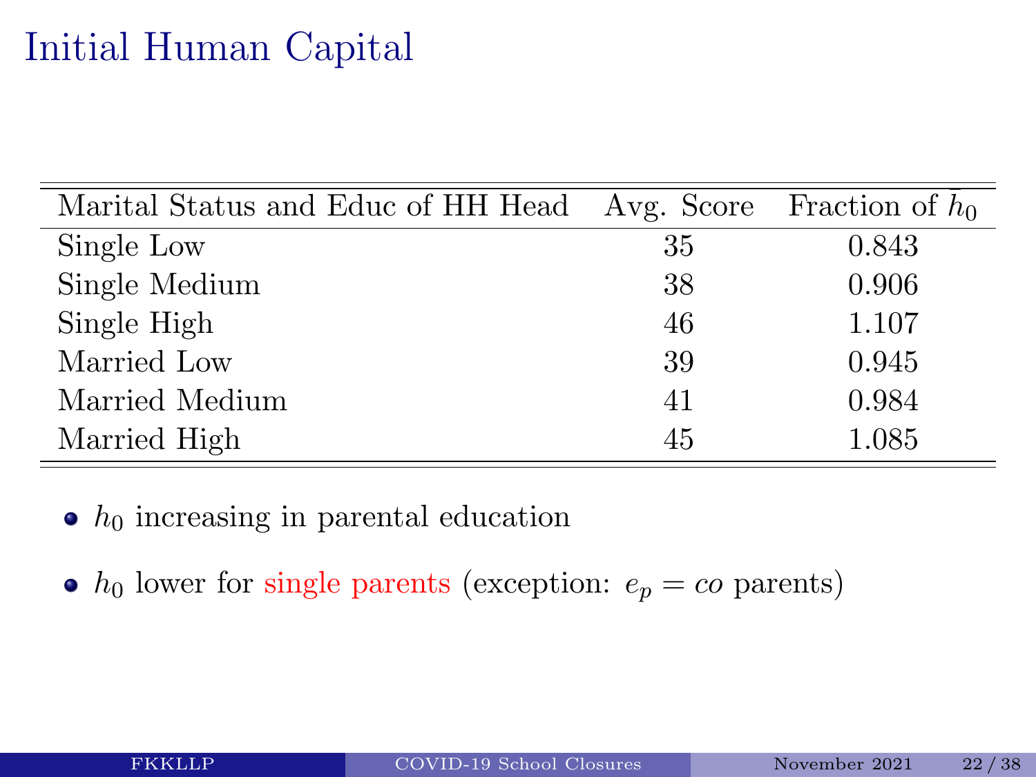# Initial Human Capital

| Marital Status and Educ of HH Head | Avg. Score | Fraction of $\bar{h}_0$ |
|---|---|---|
| Single Low | 35 | 0.843 |
| Single Medium | 38 | 0.906 |
| Single High | 46 | 1.107 |
| Married Low | 39 | 0.945 |
| Married Medium | 41 | 0.984 |
| Married High | 45 | 1.085 |

- $h_0$ increasing in parental education
- $h_0$ lower for single parents (exception: $e_p = co$ parents)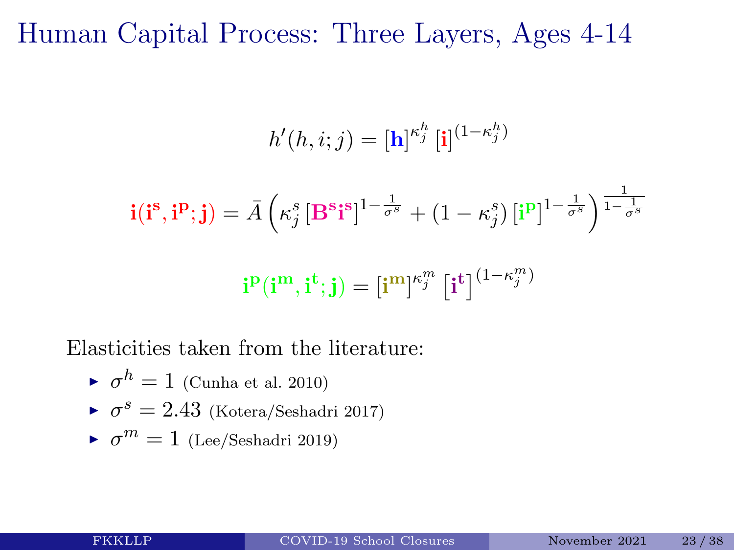# Human Capital Process: Three Layers, Ages 4-14

$$h'(h,i;j) = [\mathbf{h}]^{\kappa_j^h} [\mathbf{i}]^{(1-\kappa_j^h)}$$

$$\mathbf{i}(\mathbf{i^s}, \mathbf{i^p}; \mathbf{j}) = \bar{A}\left(\kappa_j^s [\mathbf{B^s i^s}]^{1-\frac{1}{\sigma^s}} + (1-\kappa_j^s)[\mathbf{i^p}]^{1-\frac{1}{\sigma^s}}\right)^{\frac{1}{1-\frac{1}{\sigma^s}}}$$

$$\mathbf{i^p}(\mathbf{i^m}, \mathbf{i^t}; \mathbf{j}) = [\mathbf{i^m}]^{\kappa_j^m} [\mathbf{i^t}]^{(1-\kappa_j^m)}$$

Elasticities taken from the literature:

- $\sigma^h = 1$ (Cunha et al. 2010)
- $\sigma^s = 2.43$ (Kotera/Seshadri 2017)
- $\sigma^m = 1$ (Lee/Seshadri 2019)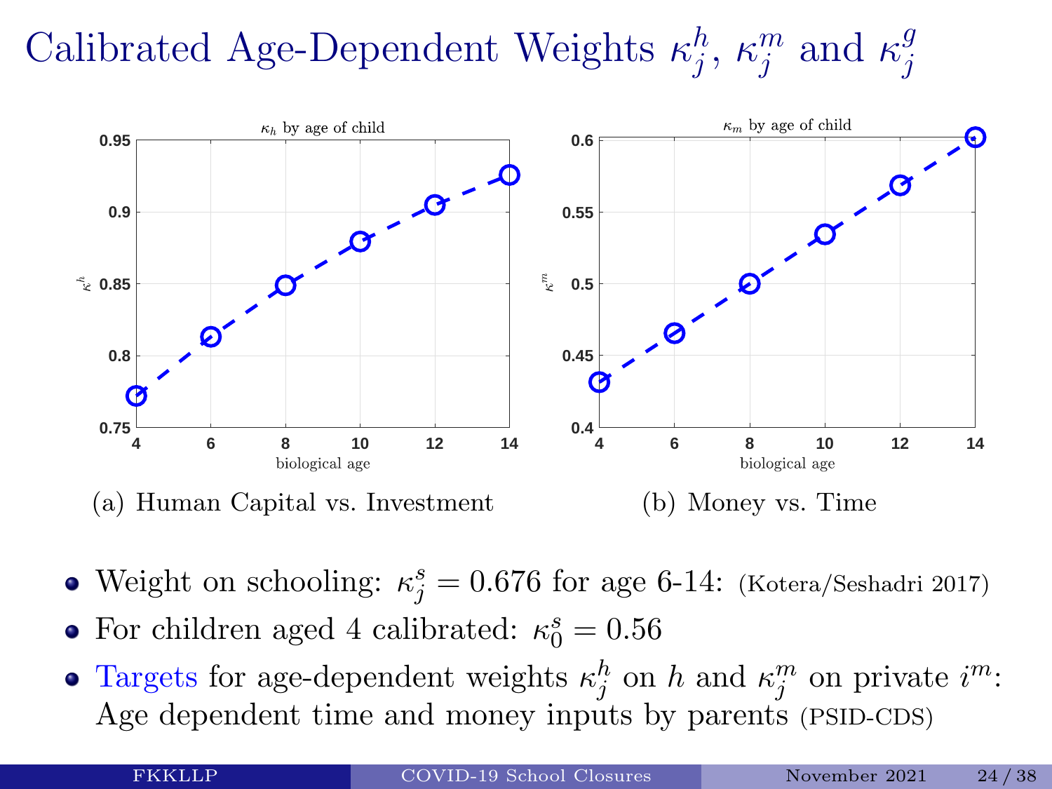# Calibrated Age-Dependent Weights $\kappa_j^h$, $\kappa_j^m$ and $\kappa_j^g$

(a) Human Capital vs. Investment

(b) Money vs. Time

- Weight on schooling: $\kappa_j^s = 0.676$ for age 6-14: (Kotera/Seshadri 2017)
- For children aged 4 calibrated: $\kappa_0^s = 0.56$
- Targets for age-dependent weights $\kappa_j^h$ on $h$ and $\kappa_j^m$ on private $i^m$: Age dependent time and money inputs by parents (PSID-CDS)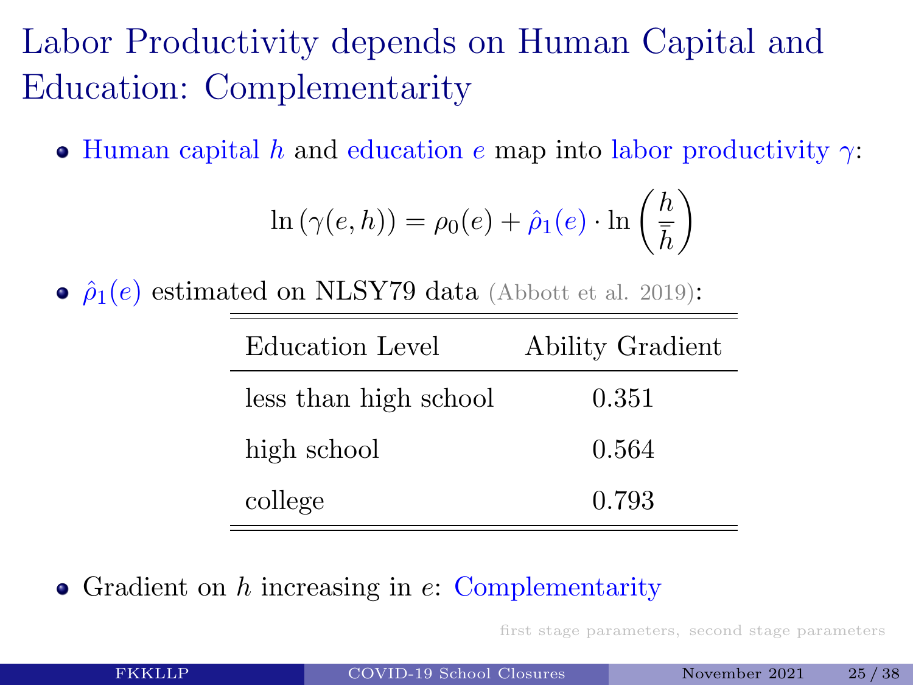# Labor Productivity depends on Human Capital and Education: Complementarity

- Human capital $h$ and education $e$ map into labor productivity $\gamma$:

$$\ln(\gamma(e,h)) = \rho_0(e) + \hat{\rho}_1(e) \cdot \ln\left(\frac{h}{\bar{h}}\right)$$

- $\hat{\rho}_1(e)$ estimated on NLSY79 data (Abbott et al. 2019):

| Education Level | Ability Gradient |
| --- | --- |
| less than high school | 0.351 |
| high school | 0.564 |
| college | 0.793 |

- Gradient on $h$ increasing in $e$: Complementarity

first stage parameters, second stage parameters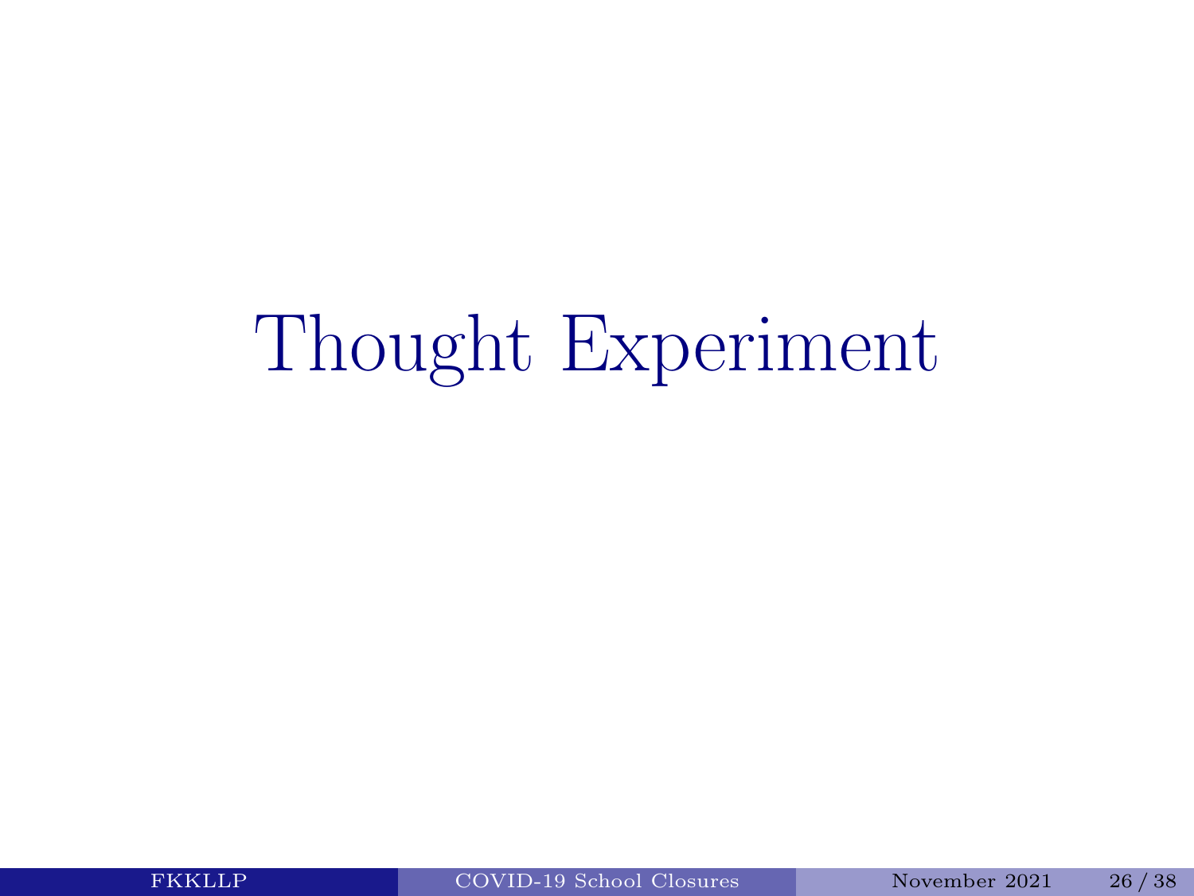# Thought Experiment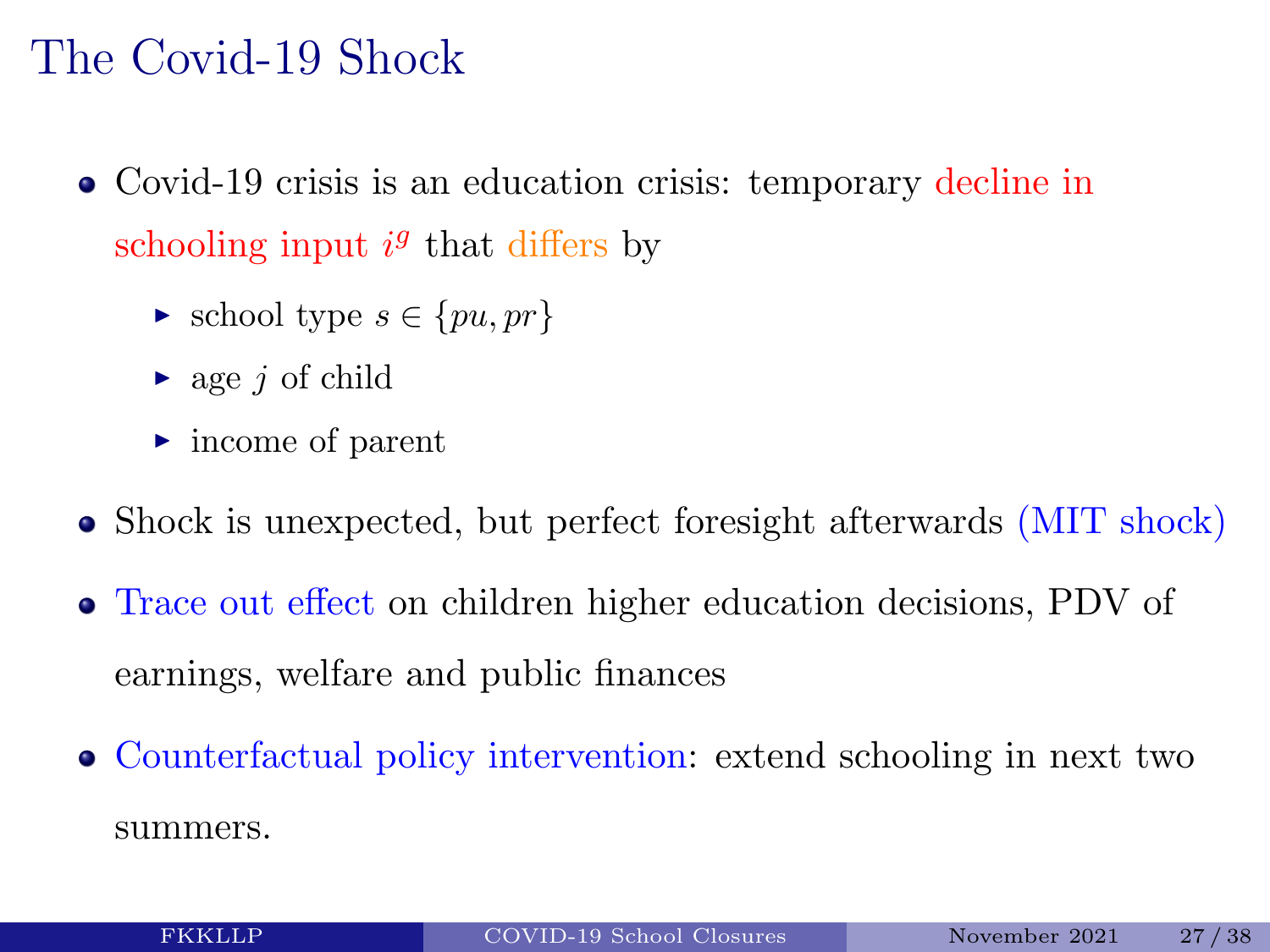# The Covid-19 Shock

- Covid-19 crisis is an education crisis: temporary decline in schooling input $i^g$ that differs by
  - school type $s \in \{pu, pr\}$
  - age $j$ of child
  - income of parent
- Shock is unexpected, but perfect foresight afterwards (MIT shock)
- Trace out effect on children higher education decisions, PDV of earnings, welfare and public finances
- Counterfactual policy intervention: extend schooling in next two summers.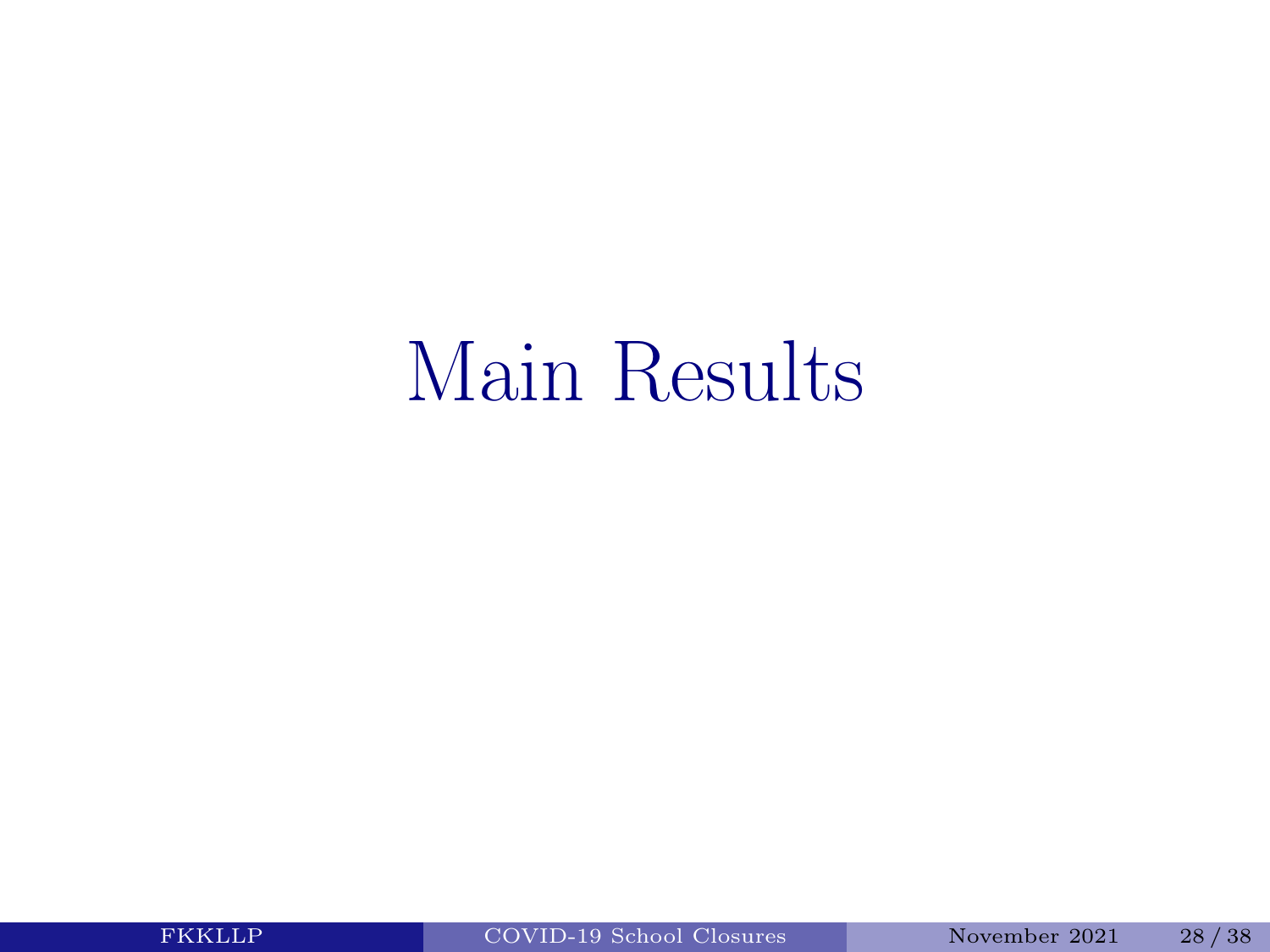# Main Results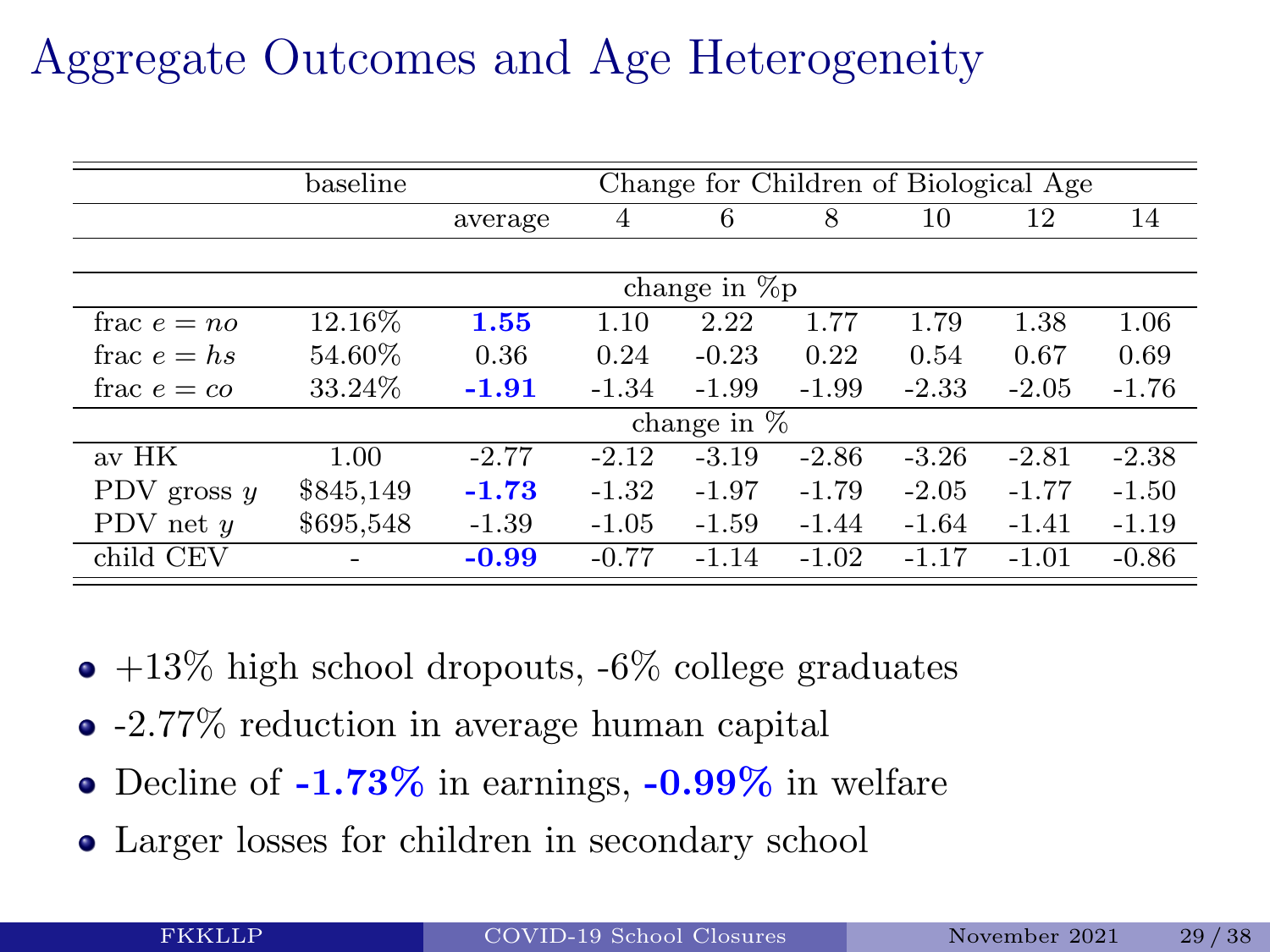# Aggregate Outcomes and Age Heterogeneity

| | baseline | Change for Children of Biological Age | | | | | | |
|---|---|---|---|---|---|---|---|---|
| | | average | 4 | 6 | 8 | 10 | 12 | 14 |
| | | | | change in %p | | | | |
| frac $e = no$ | 12.16% | **1.55** | 1.10 | 2.22 | 1.77 | 1.79 | 1.38 | 1.06 |
| frac $e = hs$ | 54.60% | 0.36 | 0.24 | -0.23 | 0.22 | 0.54 | 0.67 | 0.69 |
| frac $e = co$ | 33.24% | **-1.91** | -1.34 | -1.99 | -1.99 | -2.33 | -2.05 | -1.76 |
| | | | | change in % | | | | |
| av HK | 1.00 | -2.77 | -2.12 | -3.19 | -2.86 | -3.26 | -2.81 | -2.38 |
| PDV gross $y$ | $845,149 | **-1.73** | -1.32 | -1.97 | -1.79 | -2.05 | -1.77 | -1.50 |
| PDV net $y$ | $695,548 | -1.39 | -1.05 | -1.59 | -1.44 | -1.64 | -1.41 | -1.19 |
| child CEV | - | **-0.99** | -0.77 | -1.14 | -1.02 | -1.17 | -1.01 | -0.86 |

- +13% high school dropouts, -6% college graduates
- -2.77% reduction in average human capital
- Decline of **-1.73%** in earnings, **-0.99%** in welfare
- Larger losses for children in secondary school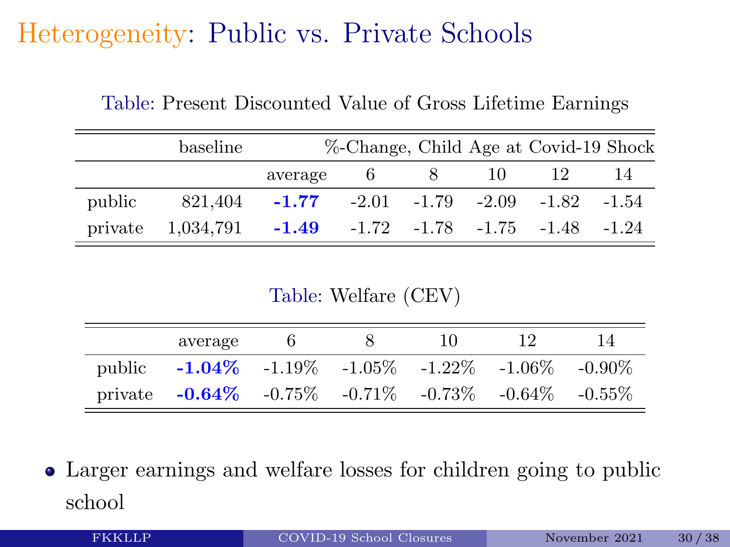# Heterogeneity: Public vs. Private Schools

Table: Present Discounted Value of Gross Lifetime Earnings

| | baseline | %-Change, Child Age at Covid-19 Shock | | | | | |
|---|---|---|---|---|---|---|---|
| | | average | 6 | 8 | 10 | 12 | 14 |
| public | 821,404 | **-1.77** | -2.01 | -1.79 | -2.09 | -1.82 | -1.54 |
| private | 1,034,791 | **-1.49** | -1.72 | -1.78 | -1.75 | -1.48 | -1.24 |

Table: Welfare (CEV)

| | average | 6 | 8 | 10 | 12 | 14 |
|---|---|---|---|---|---|---|
| public | **-1.04%** | -1.19% | -1.05% | -1.22% | -1.06% | -0.90% |
| private | **-0.64%** | -0.75% | -0.71% | -0.73% | -0.64% | -0.55% |

- Larger earnings and welfare losses for children going to public school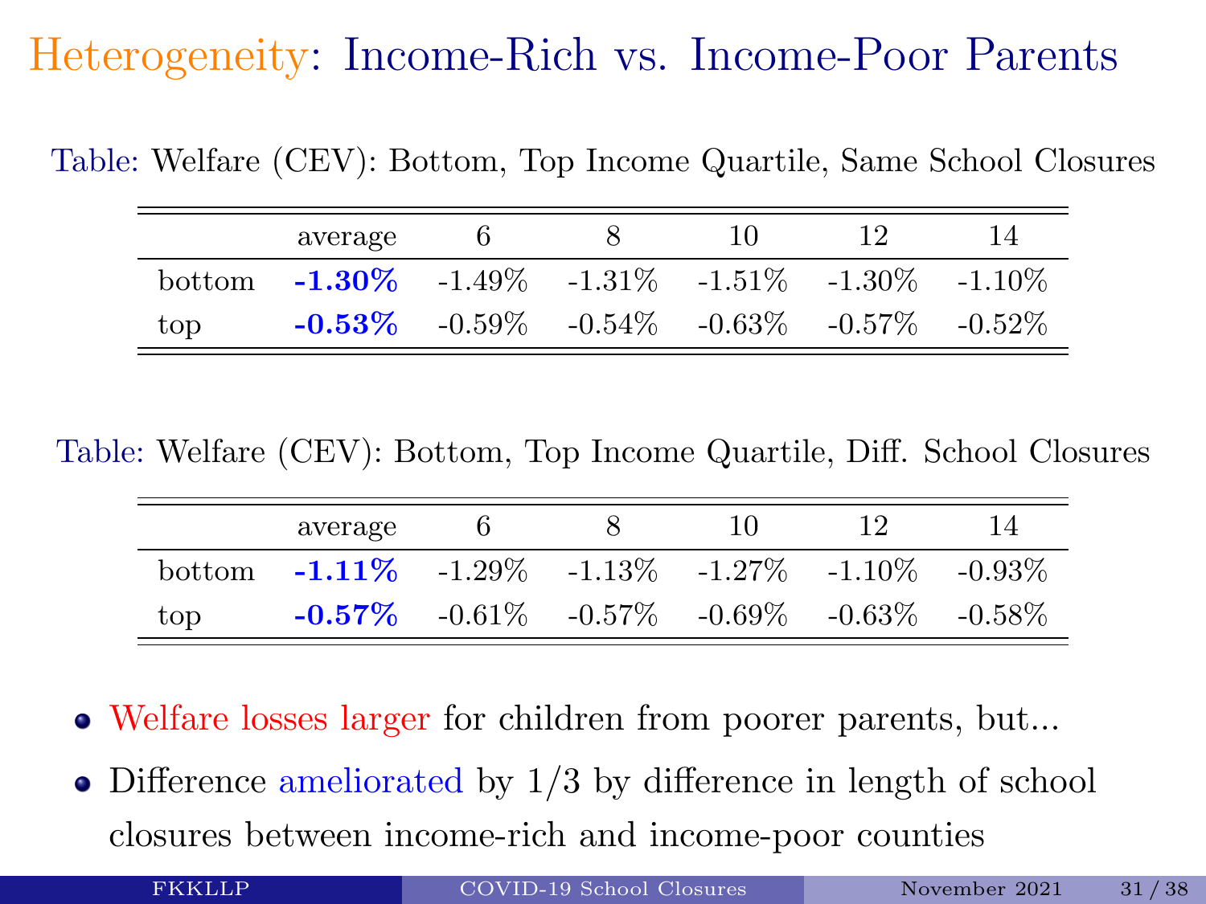# Heterogeneity: Income-Rich vs. Income-Poor Parents

Table: Welfare (CEV): Bottom, Top Income Quartile, Same School Closures

| | average | 6 | 8 | 10 | 12 | 14 |
|---|---|---|---|---|---|---|
| bottom | **-1.30%** | -1.49% | -1.31% | -1.51% | -1.30% | -1.10% |
| top | **-0.53%** | -0.59% | -0.54% | -0.63% | -0.57% | -0.52% |

Table: Welfare (CEV): Bottom, Top Income Quartile, Diff. School Closures

| | average | 6 | 8 | 10 | 12 | 14 |
|---|---|---|---|---|---|---|
| bottom | **-1.11%** | -1.29% | -1.13% | -1.27% | -1.10% | -0.93% |
| top | **-0.57%** | -0.61% | -0.57% | -0.69% | -0.63% | -0.58% |

- Welfare losses larger for children from poorer parents, but...
- Difference ameliorated by 1/3 by difference in length of school closures between income-rich and income-poor counties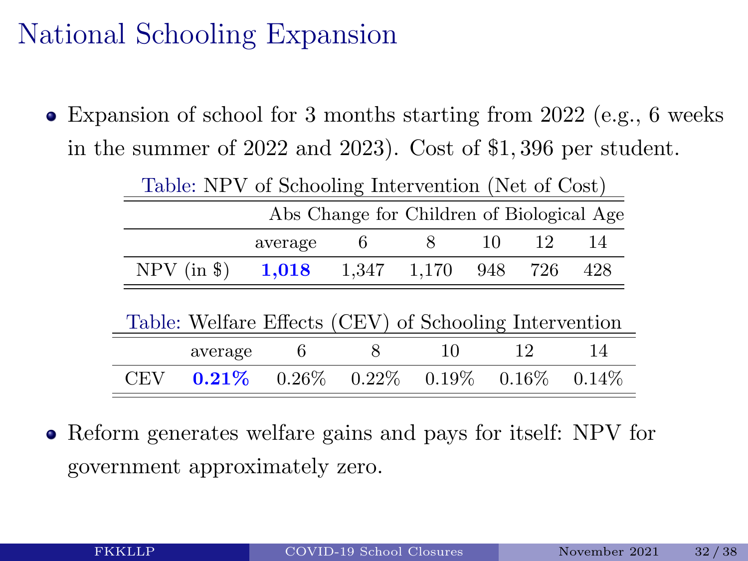# National Schooling Expansion

- Expansion of school for 3 months starting from 2022 (e.g., 6 weeks in the summer of 2022 and 2023). Cost of $1,396 per student.

Table: NPV of Schooling Intervention (Net of Cost)

| | Abs Change for Children of Biological Age | | | | | |
|---|---|---|---|---|---|---|
| | average | 6 | 8 | 10 | 12 | 14 |
| NPV (in $) | **1,018** | 1,347 | 1,170 | 948 | 726 | 428 |

Table: Welfare Effects (CEV) of Schooling Intervention

| | average | 6 | 8 | 10 | 12 | 14 |
|---|---|---|---|---|---|---|
| CEV | **0.21%** | 0.26% | 0.22% | 0.19% | 0.16% | 0.14% |

- Reform generates welfare gains and pays for itself: NPV for government approximately zero.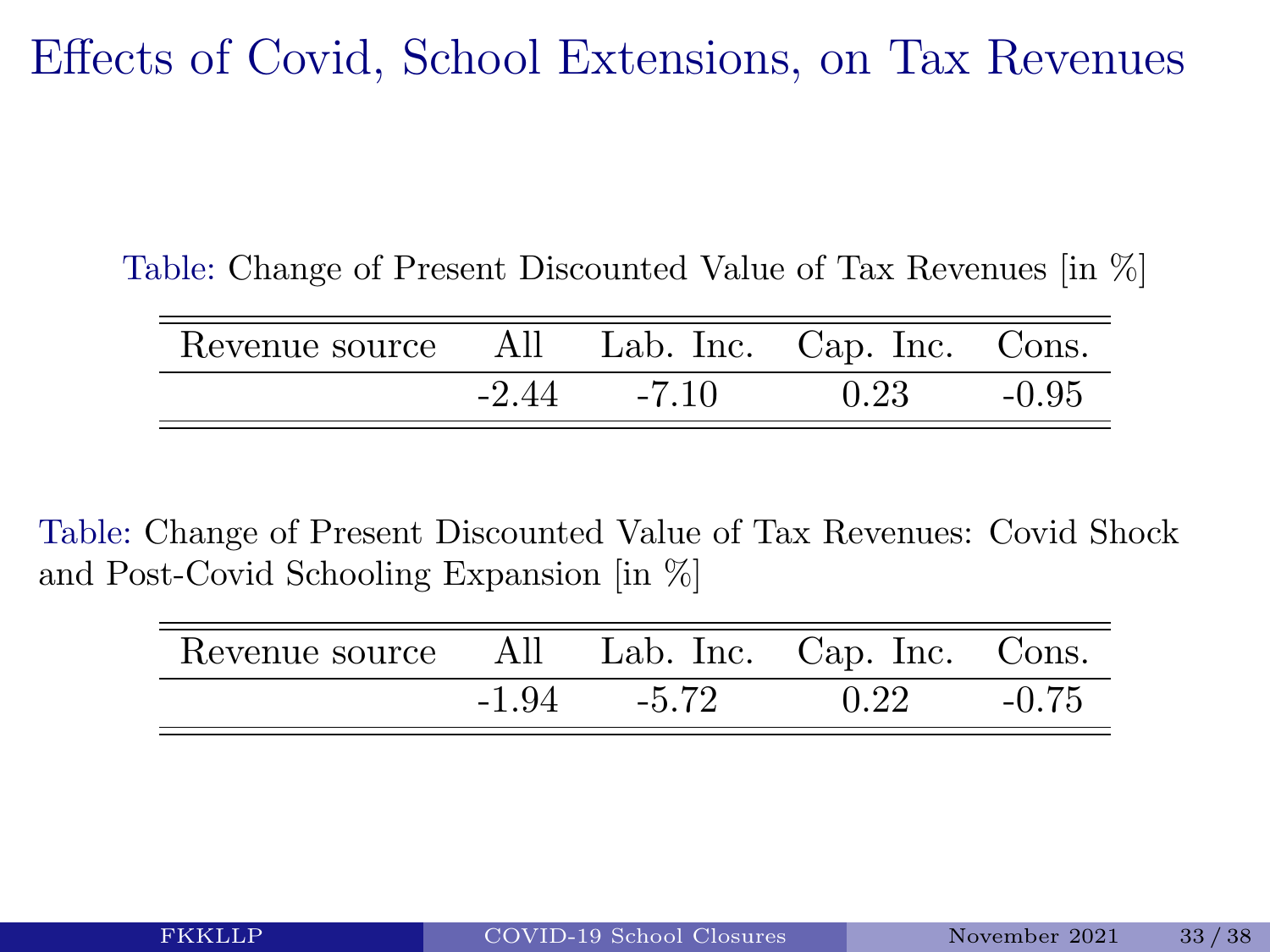# Effects of Covid, School Extensions, on Tax Revenues

Table: Change of Present Discounted Value of Tax Revenues [in %]

| Revenue source | All | Lab. Inc. | Cap. Inc. | Cons. |
|---|---|---|---|---|
| | -2.44 | -7.10 | 0.23 | -0.95 |

Table: Change of Present Discounted Value of Tax Revenues: Covid Shock and Post-Covid Schooling Expansion [in %]

| Revenue source | All | Lab. Inc. | Cap. Inc. | Cons. |
|---|---|---|---|---|
| | -1.94 | -5.72 | 0.22 | -0.75 |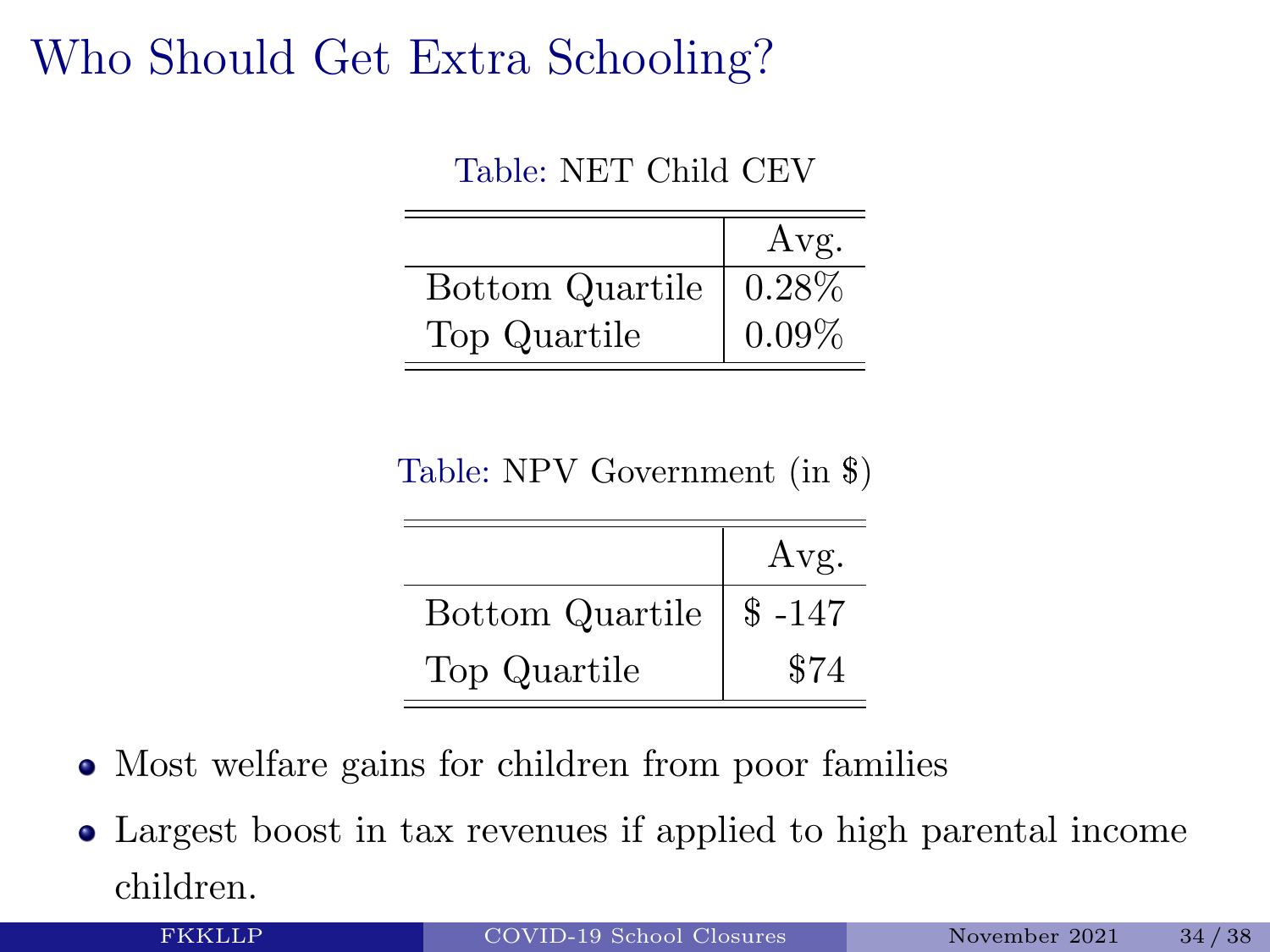# Who Should Get Extra Schooling?

Table: NET Child CEV

| | Avg. |
|---|---|
| Bottom Quartile | 0.28% |
| Top Quartile | 0.09% |

Table: NPV Government (in $)

| | Avg. |
|---|---|
| Bottom Quartile | $ -147 |
| Top Quartile | $74 |

- Most welfare gains for children from poor families
- Largest boost in tax revenues if applied to high parental income children.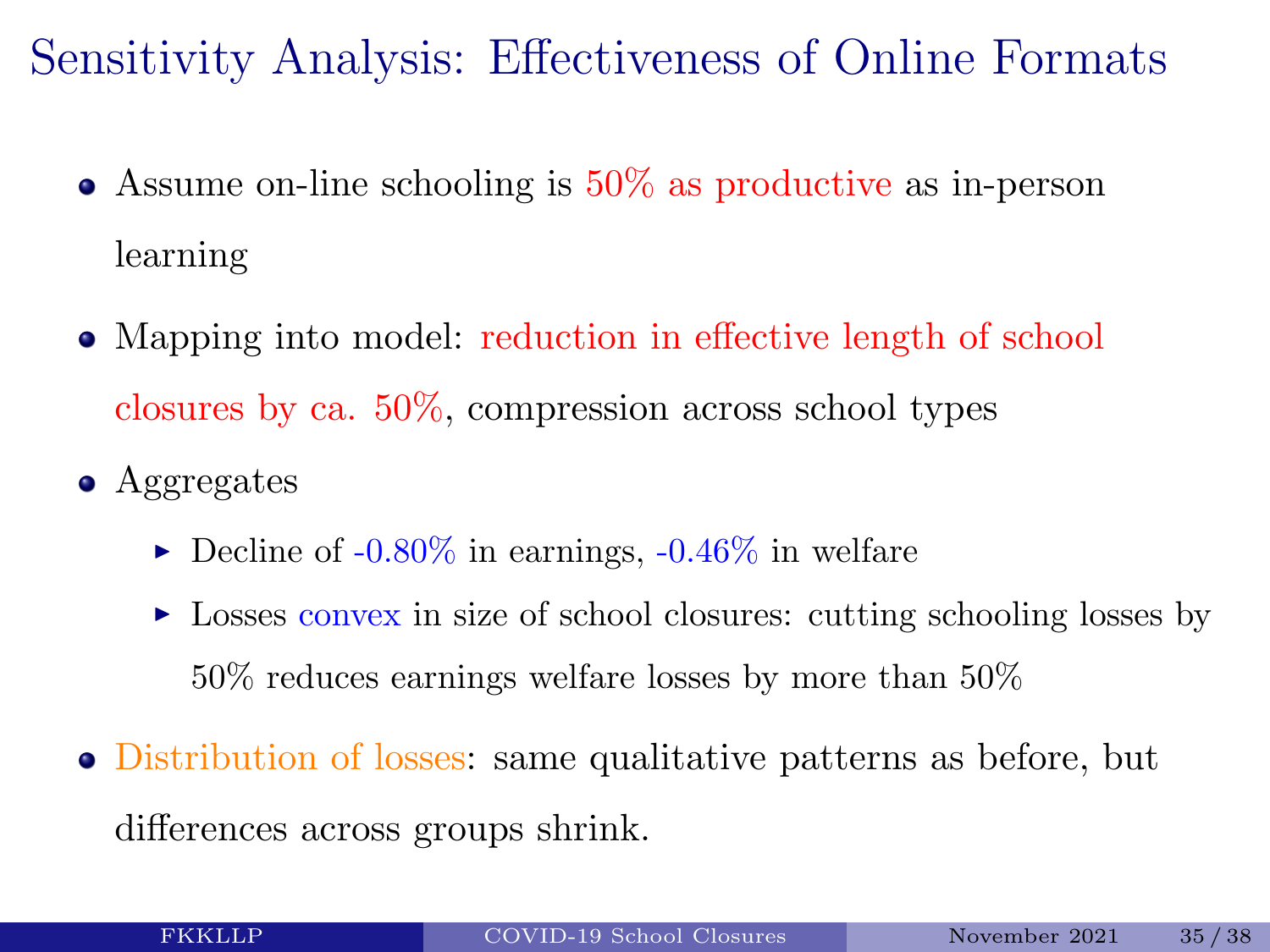# Sensitivity Analysis: Effectiveness of Online Formats

- Assume on-line schooling is 50% as productive as in-person learning
- Mapping into model: reduction in effective length of school closures by ca. 50%, compression across school types
- Aggregates
  - Decline of -0.80% in earnings, -0.46% in welfare
  - Losses convex in size of school closures: cutting schooling losses by 50% reduces earnings welfare losses by more than 50%
- Distribution of losses: same qualitative patterns as before, but differences across groups shrink.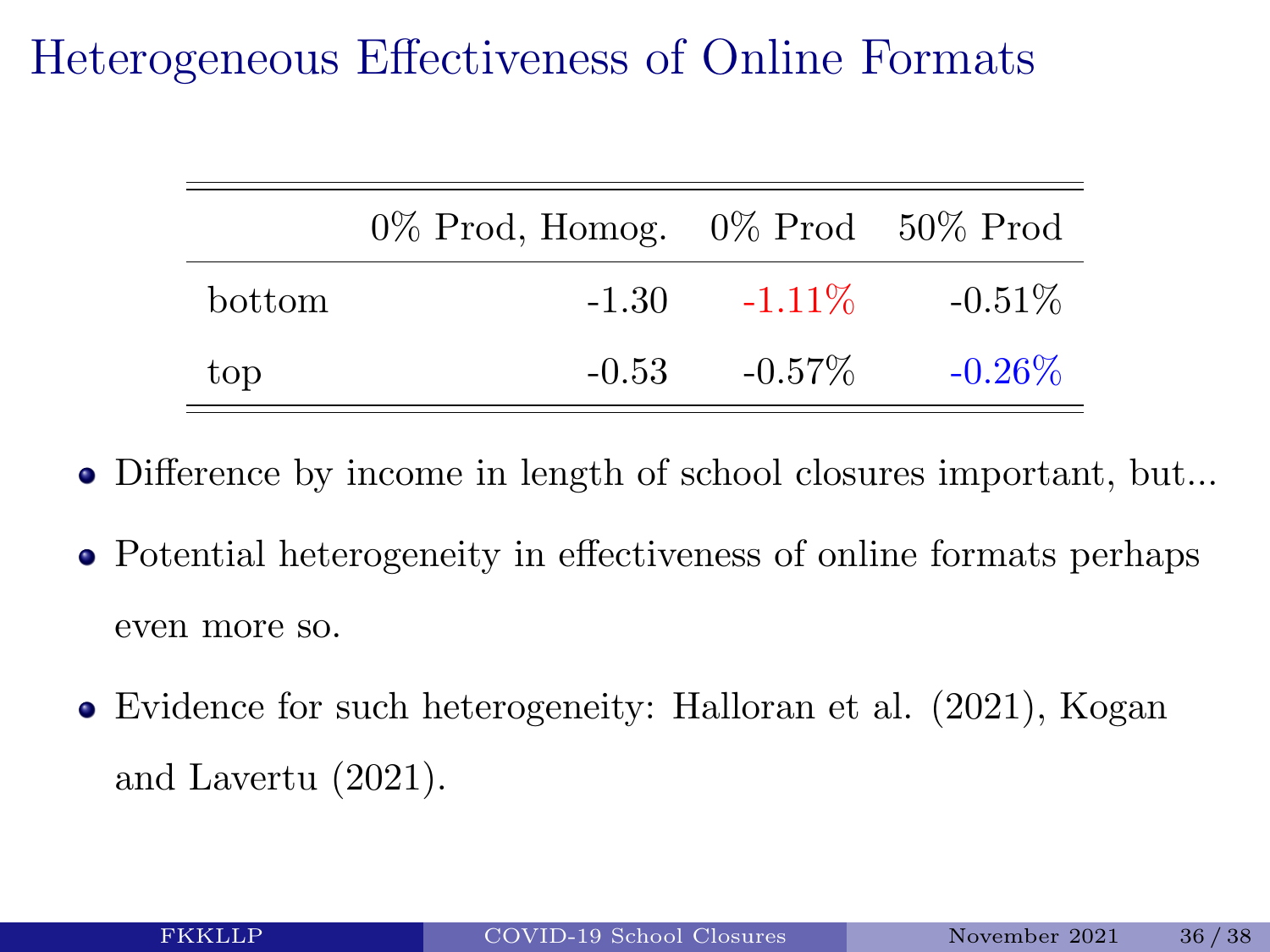# Heterogeneous Effectiveness of Online Formats

| | 0% Prod, Homog. | 0% Prod | 50% Prod |
|---|---|---|---|
| bottom | -1.30 | -1.11% | -0.51% |
| top | -0.53 | -0.57% | -0.26% |

- Difference by income in length of school closures important, but...
- Potential heterogeneity in effectiveness of online formats perhaps even more so.
- Evidence for such heterogeneity: Halloran et al. (2021), Kogan and Lavertu (2021).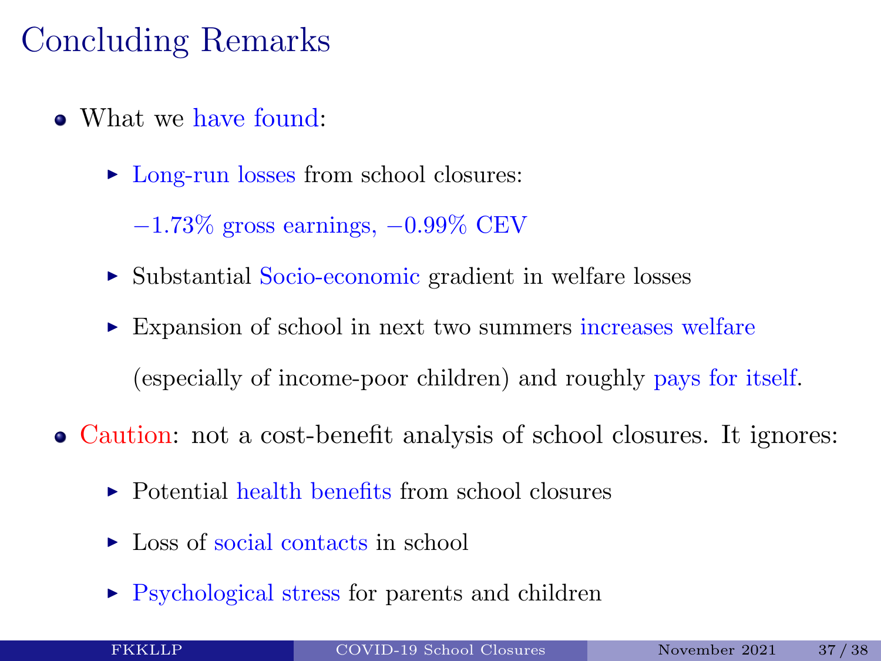# Concluding Remarks

- What we have found:
  - Long-run losses from school closures:

    $-1.73\%$ gross earnings, $-0.99\%$ CEV
  - Substantial Socio-economic gradient in welfare losses
  - Expansion of school in next two summers increases welfare

    (especially of income-poor children) and roughly pays for itself.
- Caution: not a cost-benefit analysis of school closures. It ignores:
  - Potential health benefits from school closures
  - Loss of social contacts in school
  - Psychological stress for parents and children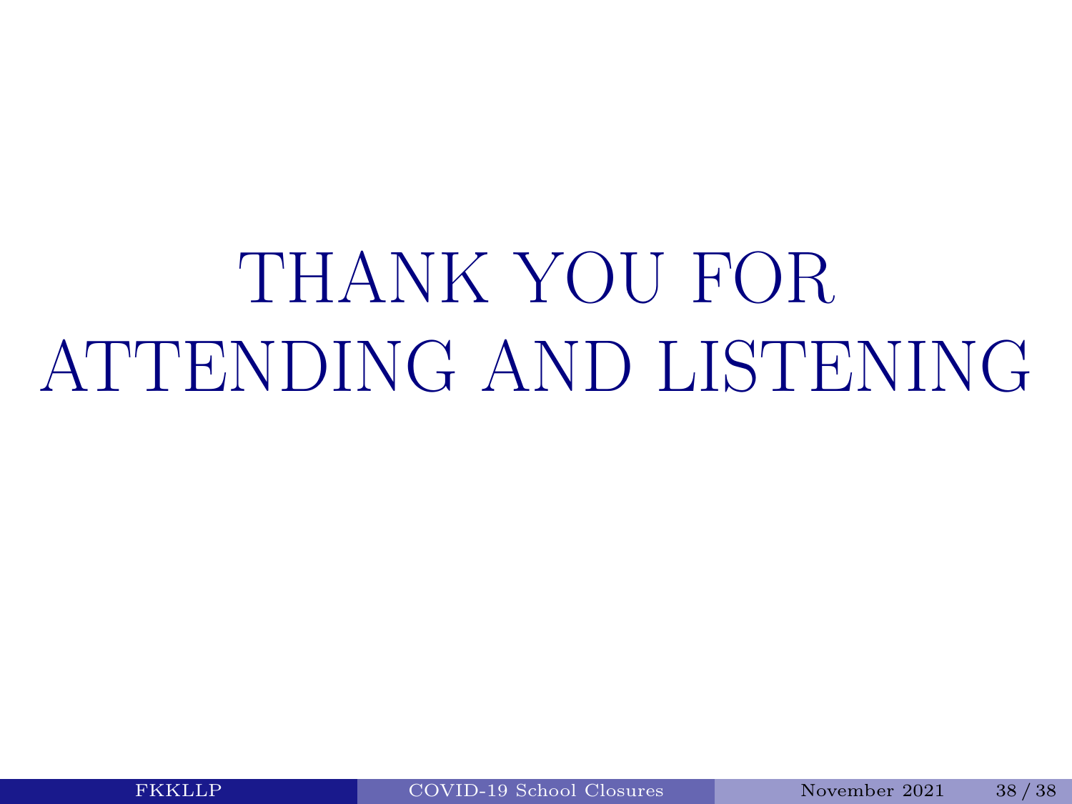# THANK YOU FOR ATTENDING AND LISTENING